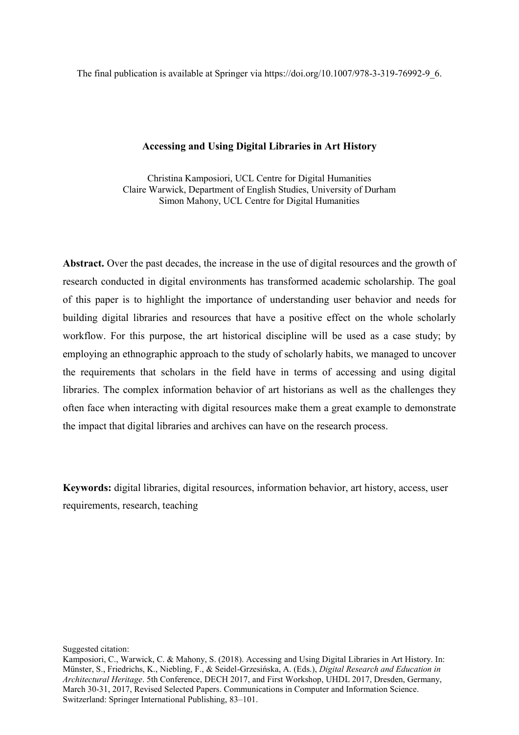The final publication is available at Springer via https://doi.org/10.1007/978-3-319-76992-9_6.

# Accessing and Using Digital Libraries in Art History

Christina Kamposiori, UCL Centre for Digital Humanities
Claire Warwick, Department of English Studies, University of Durham
Simon Mahony, UCL Centre for Digital Humanities

**Abstract.** Over the past decades, the increase in the use of digital resources and the growth of research conducted in digital environments has transformed academic scholarship. The goal of this paper is to highlight the importance of understanding user behavior and needs for building digital libraries and resources that have a positive effect on the whole scholarly workflow. For this purpose, the art historical discipline will be used as a case study; by employing an ethnographic approach to the study of scholarly habits, we managed to uncover the requirements that scholars in the field have in terms of accessing and using digital libraries. The complex information behavior of art historians as well as the challenges they often face when interacting with digital resources make them a great example to demonstrate the impact that digital libraries and archives can have on the research process.

**Keywords:** digital libraries, digital resources, information behavior, art history, access, user requirements, research, teaching

Suggested citation:
Kamposiori, C., Warwick, C. & Mahony, S. (2018). Accessing and Using Digital Libraries in Art History. In: Münster, S., Friedrichs, K., Niebling, F., & Seidel-Grzesińska, A. (Eds.), *Digital Research and Education in Architectural Heritage*. 5th Conference, DECH 2017, and First Workshop, UHDL 2017, Dresden, Germany, March 30-31, 2017, Revised Selected Papers. Communications in Computer and Information Science. Switzerland: Springer International Publishing, 83–101.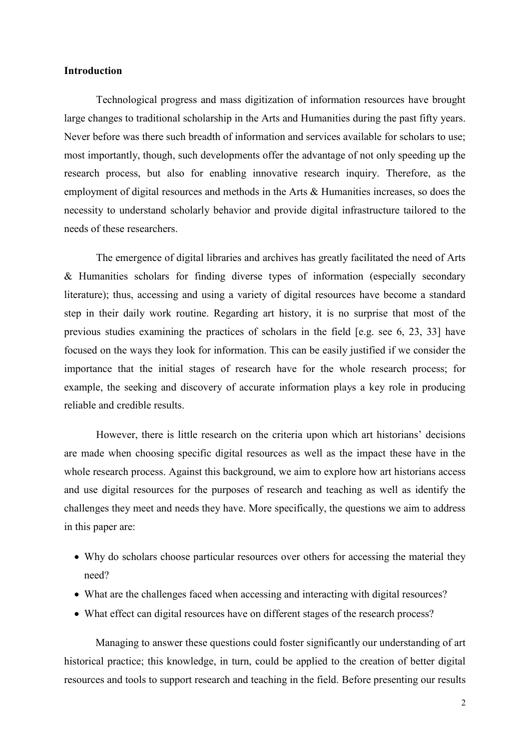## Introduction

Technological progress and mass digitization of information resources have brought large changes to traditional scholarship in the Arts and Humanities during the past fifty years. Never before was there such breadth of information and services available for scholars to use; most importantly, though, such developments offer the advantage of not only speeding up the research process, but also for enabling innovative research inquiry. Therefore, as the employment of digital resources and methods in the Arts & Humanities increases, so does the necessity to understand scholarly behavior and provide digital infrastructure tailored to the needs of these researchers.

The emergence of digital libraries and archives has greatly facilitated the need of Arts & Humanities scholars for finding diverse types of information (especially secondary literature); thus, accessing and using a variety of digital resources have become a standard step in their daily work routine. Regarding art history, it is no surprise that most of the previous studies examining the practices of scholars in the field [e.g. see 6, 23, 33] have focused on the ways they look for information. This can be easily justified if we consider the importance that the initial stages of research have for the whole research process; for example, the seeking and discovery of accurate information plays a key role in producing reliable and credible results.

However, there is little research on the criteria upon which art historians' decisions are made when choosing specific digital resources as well as the impact these have in the whole research process. Against this background, we aim to explore how art historians access and use digital resources for the purposes of research and teaching as well as identify the challenges they meet and needs they have. More specifically, the questions we aim to address in this paper are:

- Why do scholars choose particular resources over others for accessing the material they need?
- What are the challenges faced when accessing and interacting with digital resources?
- What effect can digital resources have on different stages of the research process?

Managing to answer these questions could foster significantly our understanding of art historical practice; this knowledge, in turn, could be applied to the creation of better digital resources and tools to support research and teaching in the field. Before presenting our results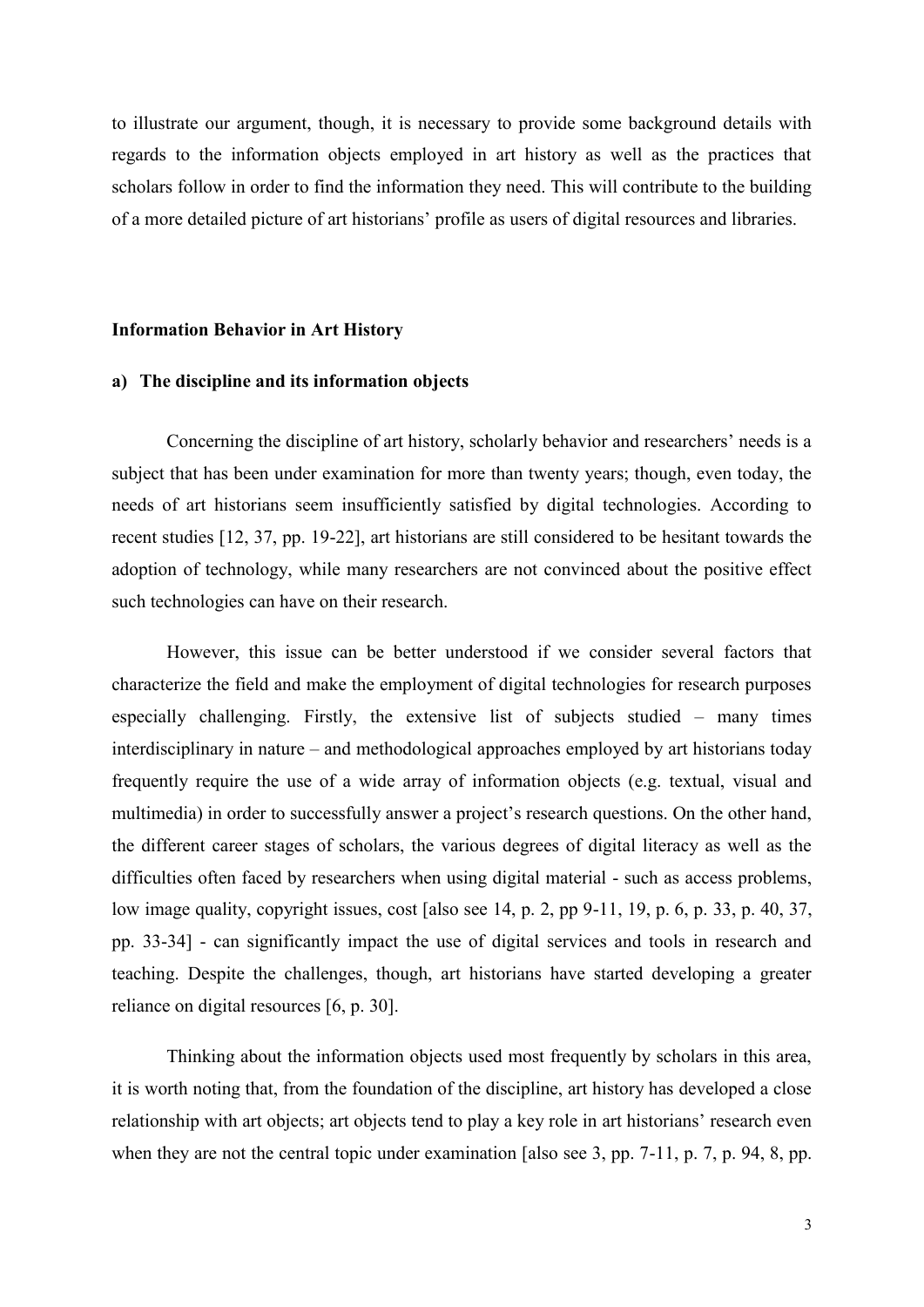to illustrate our argument, though, it is necessary to provide some background details with regards to the information objects employed in art history as well as the practices that scholars follow in order to find the information they need. This will contribute to the building of a more detailed picture of art historians' profile as users of digital resources and libraries.

## Information Behavior in Art History

### a) The discipline and its information objects

Concerning the discipline of art history, scholarly behavior and researchers' needs is a subject that has been under examination for more than twenty years; though, even today, the needs of art historians seem insufficiently satisfied by digital technologies. According to recent studies [12, 37, pp. 19-22], art historians are still considered to be hesitant towards the adoption of technology, while many researchers are not convinced about the positive effect such technologies can have on their research.

However, this issue can be better understood if we consider several factors that characterize the field and make the employment of digital technologies for research purposes especially challenging. Firstly, the extensive list of subjects studied – many times interdisciplinary in nature – and methodological approaches employed by art historians today frequently require the use of a wide array of information objects (e.g. textual, visual and multimedia) in order to successfully answer a project's research questions. On the other hand, the different career stages of scholars, the various degrees of digital literacy as well as the difficulties often faced by researchers when using digital material - such as access problems, low image quality, copyright issues, cost [also see 14, p. 2, pp 9-11, 19, p. 6, p. 33, p. 40, 37, pp. 33-34] - can significantly impact the use of digital services and tools in research and teaching. Despite the challenges, though, art historians have started developing a greater reliance on digital resources [6, p. 30].

Thinking about the information objects used most frequently by scholars in this area, it is worth noting that, from the foundation of the discipline, art history has developed a close relationship with art objects; art objects tend to play a key role in art historians' research even when they are not the central topic under examination [also see 3, pp. 7-11, p. 7, p. 94, 8, pp.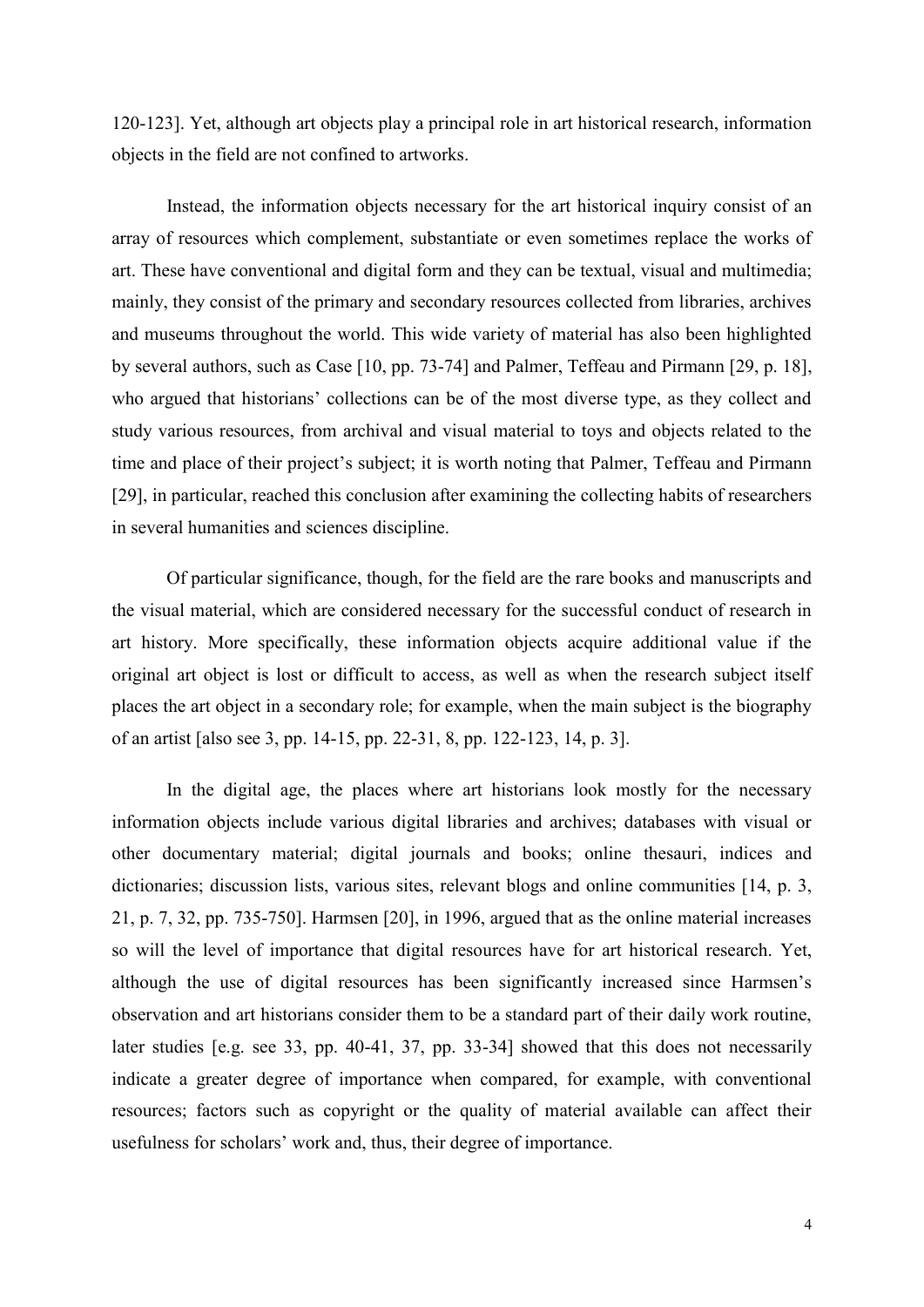120-123]. Yet, although art objects play a principal role in art historical research, information objects in the field are not confined to artworks.

Instead, the information objects necessary for the art historical inquiry consist of an array of resources which complement, substantiate or even sometimes replace the works of art. These have conventional and digital form and they can be textual, visual and multimedia; mainly, they consist of the primary and secondary resources collected from libraries, archives and museums throughout the world. This wide variety of material has also been highlighted by several authors, such as Case [10, pp. 73-74] and Palmer, Teffeau and Pirmann [29, p. 18], who argued that historians' collections can be of the most diverse type, as they collect and study various resources, from archival and visual material to toys and objects related to the time and place of their project's subject; it is worth noting that Palmer, Teffeau and Pirmann [29], in particular, reached this conclusion after examining the collecting habits of researchers in several humanities and sciences discipline.

Of particular significance, though, for the field are the rare books and manuscripts and the visual material, which are considered necessary for the successful conduct of research in art history. More specifically, these information objects acquire additional value if the original art object is lost or difficult to access, as well as when the research subject itself places the art object in a secondary role; for example, when the main subject is the biography of an artist [also see 3, pp. 14-15, pp. 22-31, 8, pp. 122-123, 14, p. 3].

In the digital age, the places where art historians look mostly for the necessary information objects include various digital libraries and archives; databases with visual or other documentary material; digital journals and books; online thesauri, indices and dictionaries; discussion lists, various sites, relevant blogs and online communities [14, p. 3, 21, p. 7, 32, pp. 735-750]. Harmsen [20], in 1996, argued that as the online material increases so will the level of importance that digital resources have for art historical research. Yet, although the use of digital resources has been significantly increased since Harmsen's observation and art historians consider them to be a standard part of their daily work routine, later studies [e.g. see 33, pp. 40-41, 37, pp. 33-34] showed that this does not necessarily indicate a greater degree of importance when compared, for example, with conventional resources; factors such as copyright or the quality of material available can affect their usefulness for scholars' work and, thus, their degree of importance.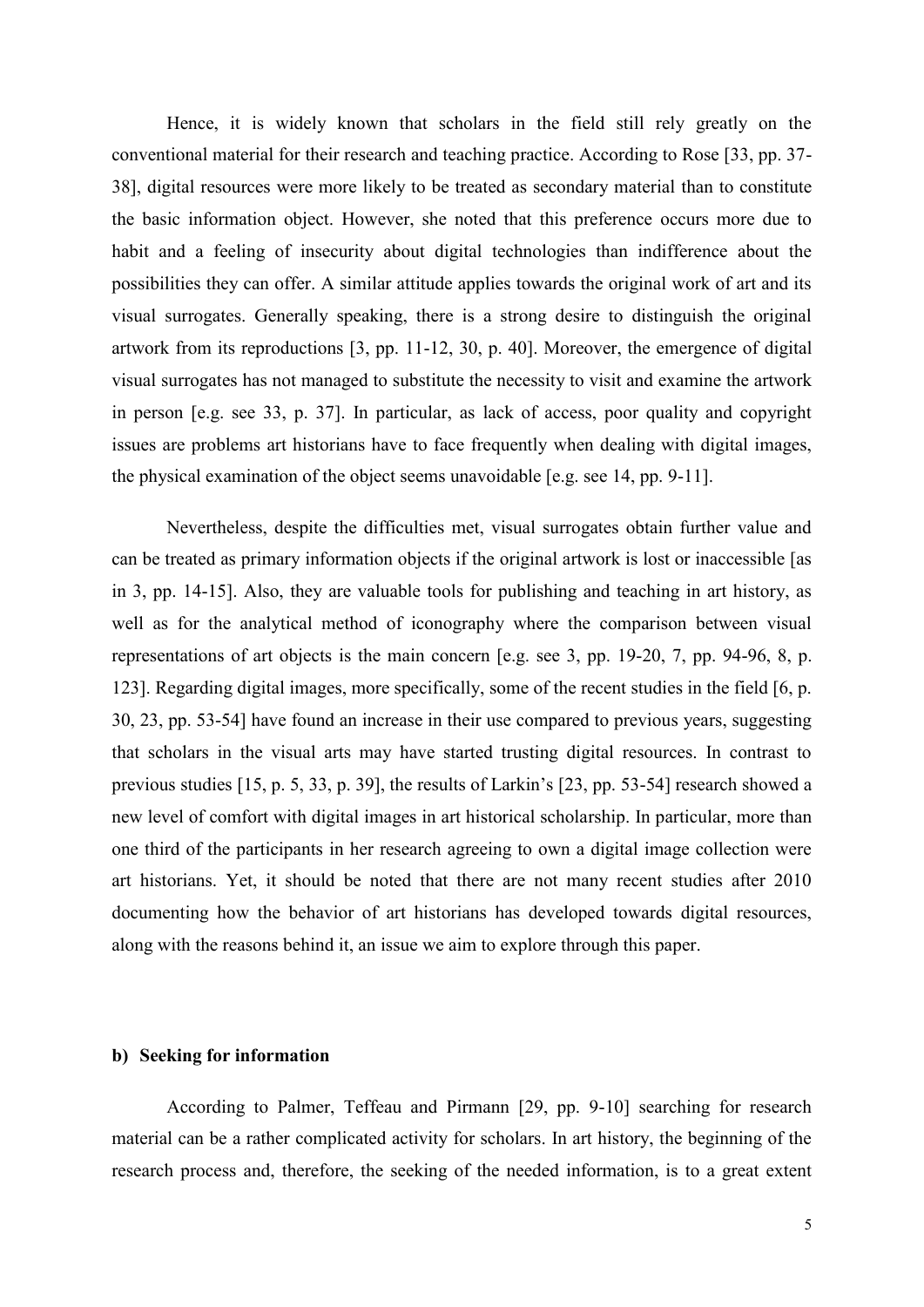Hence, it is widely known that scholars in the field still rely greatly on the conventional material for their research and teaching practice. According to Rose [33, pp. 37-38], digital resources were more likely to be treated as secondary material than to constitute the basic information object. However, she noted that this preference occurs more due to habit and a feeling of insecurity about digital technologies than indifference about the possibilities they can offer. A similar attitude applies towards the original work of art and its visual surrogates. Generally speaking, there is a strong desire to distinguish the original artwork from its reproductions [3, pp. 11-12, 30, p. 40]. Moreover, the emergence of digital visual surrogates has not managed to substitute the necessity to visit and examine the artwork in person [e.g. see 33, p. 37]. In particular, as lack of access, poor quality and copyright issues are problems art historians have to face frequently when dealing with digital images, the physical examination of the object seems unavoidable [e.g. see 14, pp. 9-11].

Nevertheless, despite the difficulties met, visual surrogates obtain further value and can be treated as primary information objects if the original artwork is lost or inaccessible [as in 3, pp. 14-15]. Also, they are valuable tools for publishing and teaching in art history, as well as for the analytical method of iconography where the comparison between visual representations of art objects is the main concern [e.g. see 3, pp. 19-20, 7, pp. 94-96, 8, p. 123]. Regarding digital images, more specifically, some of the recent studies in the field [6, p. 30, 23, pp. 53-54] have found an increase in their use compared to previous years, suggesting that scholars in the visual arts may have started trusting digital resources. In contrast to previous studies [15, p. 5, 33, p. 39], the results of Larkin's [23, pp. 53-54] research showed a new level of comfort with digital images in art historical scholarship. In particular, more than one third of the participants in her research agreeing to own a digital image collection were art historians. Yet, it should be noted that there are not many recent studies after 2010 documenting how the behavior of art historians has developed towards digital resources, along with the reasons behind it, an issue we aim to explore through this paper.

### b) Seeking for information

According to Palmer, Teffeau and Pirmann [29, pp. 9-10] searching for research material can be a rather complicated activity for scholars. In art history, the beginning of the research process and, therefore, the seeking of the needed information, is to a great extent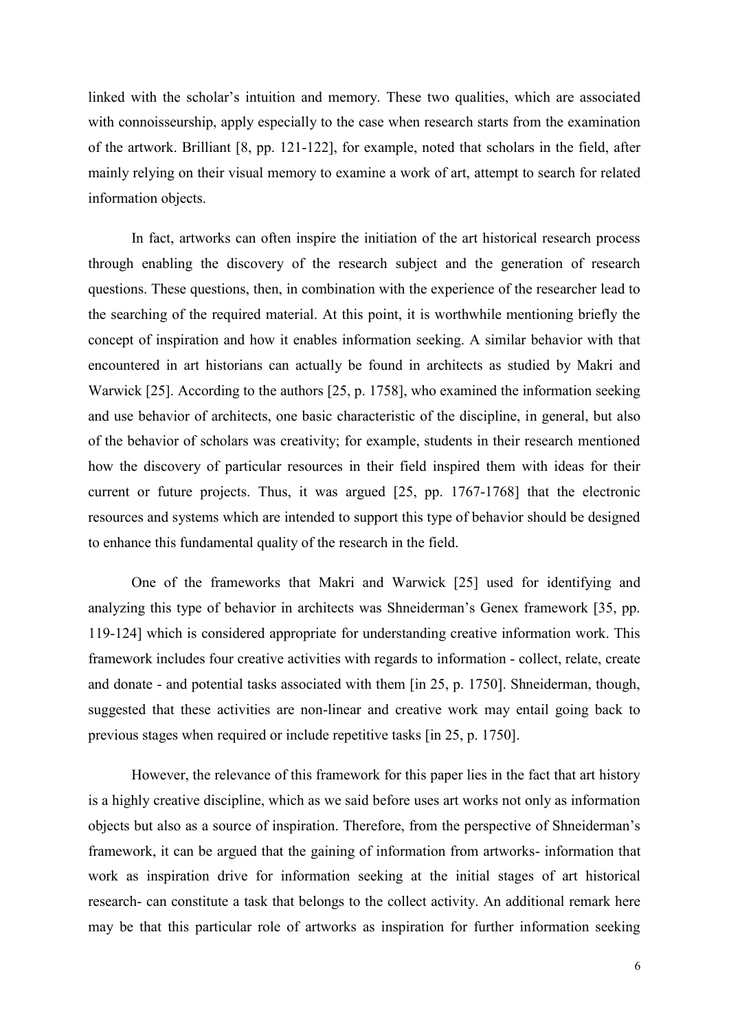linked with the scholar's intuition and memory. These two qualities, which are associated with connoisseurship, apply especially to the case when research starts from the examination of the artwork. Brilliant [8, pp. 121-122], for example, noted that scholars in the field, after mainly relying on their visual memory to examine a work of art, attempt to search for related information objects.

In fact, artworks can often inspire the initiation of the art historical research process through enabling the discovery of the research subject and the generation of research questions. These questions, then, in combination with the experience of the researcher lead to the searching of the required material. At this point, it is worthwhile mentioning briefly the concept of inspiration and how it enables information seeking. A similar behavior with that encountered in art historians can actually be found in architects as studied by Makri and Warwick [25]. According to the authors [25, p. 1758], who examined the information seeking and use behavior of architects, one basic characteristic of the discipline, in general, but also of the behavior of scholars was creativity; for example, students in their research mentioned how the discovery of particular resources in their field inspired them with ideas for their current or future projects. Thus, it was argued [25, pp. 1767-1768] that the electronic resources and systems which are intended to support this type of behavior should be designed to enhance this fundamental quality of the research in the field.

One of the frameworks that Makri and Warwick [25] used for identifying and analyzing this type of behavior in architects was Shneiderman's Genex framework [35, pp. 119-124] which is considered appropriate for understanding creative information work. This framework includes four creative activities with regards to information - collect, relate, create and donate - and potential tasks associated with them [in 25, p. 1750]. Shneiderman, though, suggested that these activities are non-linear and creative work may entail going back to previous stages when required or include repetitive tasks [in 25, p. 1750].

However, the relevance of this framework for this paper lies in the fact that art history is a highly creative discipline, which as we said before uses art works not only as information objects but also as a source of inspiration. Therefore, from the perspective of Shneiderman's framework, it can be argued that the gaining of information from artworks- information that work as inspiration drive for information seeking at the initial stages of art historical research- can constitute a task that belongs to the collect activity. An additional remark here may be that this particular role of artworks as inspiration for further information seeking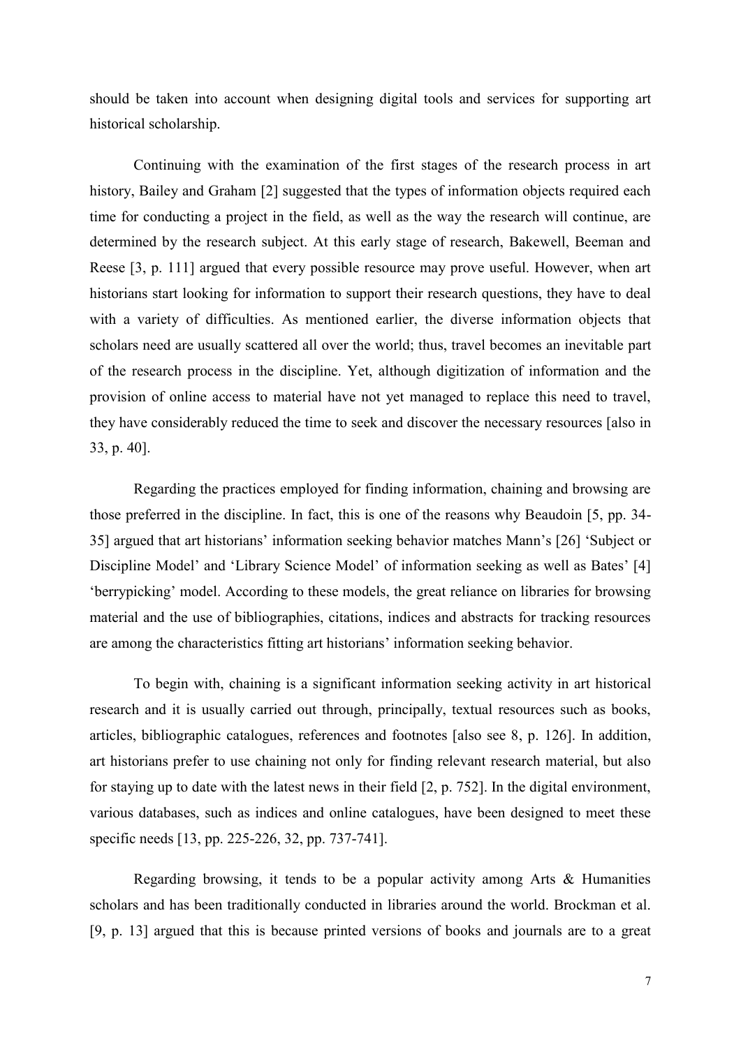should be taken into account when designing digital tools and services for supporting art historical scholarship.

Continuing with the examination of the first stages of the research process in art history, Bailey and Graham [2] suggested that the types of information objects required each time for conducting a project in the field, as well as the way the research will continue, are determined by the research subject. At this early stage of research, Bakewell, Beeman and Reese [3, p. 111] argued that every possible resource may prove useful. However, when art historians start looking for information to support their research questions, they have to deal with a variety of difficulties. As mentioned earlier, the diverse information objects that scholars need are usually scattered all over the world; thus, travel becomes an inevitable part of the research process in the discipline. Yet, although digitization of information and the provision of online access to material have not yet managed to replace this need to travel, they have considerably reduced the time to seek and discover the necessary resources [also in 33, p. 40].

Regarding the practices employed for finding information, chaining and browsing are those preferred in the discipline. In fact, this is one of the reasons why Beaudoin [5, pp. 34-35] argued that art historians' information seeking behavior matches Mann's [26] 'Subject or Discipline Model' and 'Library Science Model' of information seeking as well as Bates' [4] 'berrypicking' model. According to these models, the great reliance on libraries for browsing material and the use of bibliographies, citations, indices and abstracts for tracking resources are among the characteristics fitting art historians' information seeking behavior.

To begin with, chaining is a significant information seeking activity in art historical research and it is usually carried out through, principally, textual resources such as books, articles, bibliographic catalogues, references and footnotes [also see 8, p. 126]. In addition, art historians prefer to use chaining not only for finding relevant research material, but also for staying up to date with the latest news in their field [2, p. 752]. In the digital environment, various databases, such as indices and online catalogues, have been designed to meet these specific needs [13, pp. 225-226, 32, pp. 737-741].

Regarding browsing, it tends to be a popular activity among Arts & Humanities scholars and has been traditionally conducted in libraries around the world. Brockman et al. [9, p. 13] argued that this is because printed versions of books and journals are to a great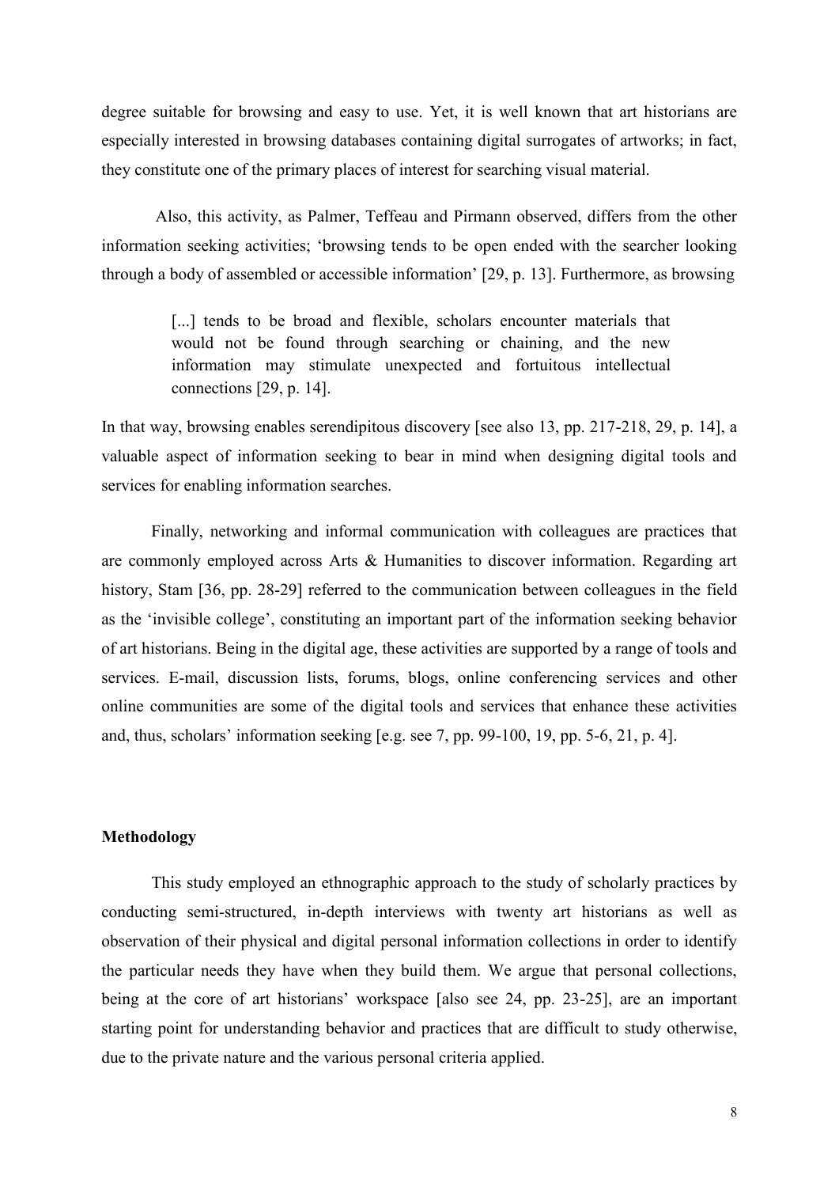degree suitable for browsing and easy to use. Yet, it is well known that art historians are especially interested in browsing databases containing digital surrogates of artworks; in fact, they constitute one of the primary places of interest for searching visual material.

Also, this activity, as Palmer, Teffeau and Pirmann observed, differs from the other information seeking activities; 'browsing tends to be open ended with the searcher looking through a body of assembled or accessible information' [29, p. 13]. Furthermore, as browsing

> [...] tends to be broad and flexible, scholars encounter materials that would not be found through searching or chaining, and the new information may stimulate unexpected and fortuitous intellectual connections [29, p. 14].

In that way, browsing enables serendipitous discovery [see also 13, pp. 217-218, 29, p. 14], a valuable aspect of information seeking to bear in mind when designing digital tools and services for enabling information searches.

Finally, networking and informal communication with colleagues are practices that are commonly employed across Arts & Humanities to discover information. Regarding art history, Stam [36, pp. 28-29] referred to the communication between colleagues in the field as the 'invisible college', constituting an important part of the information seeking behavior of art historians. Being in the digital age, these activities are supported by a range of tools and services. E-mail, discussion lists, forums, blogs, online conferencing services and other online communities are some of the digital tools and services that enhance these activities and, thus, scholars' information seeking [e.g. see 7, pp. 99-100, 19, pp. 5-6, 21, p. 4].

## Methodology

This study employed an ethnographic approach to the study of scholarly practices by conducting semi-structured, in-depth interviews with twenty art historians as well as observation of their physical and digital personal information collections in order to identify the particular needs they have when they build them. We argue that personal collections, being at the core of art historians' workspace [also see 24, pp. 23-25], are an important starting point for understanding behavior and practices that are difficult to study otherwise, due to the private nature and the various personal criteria applied.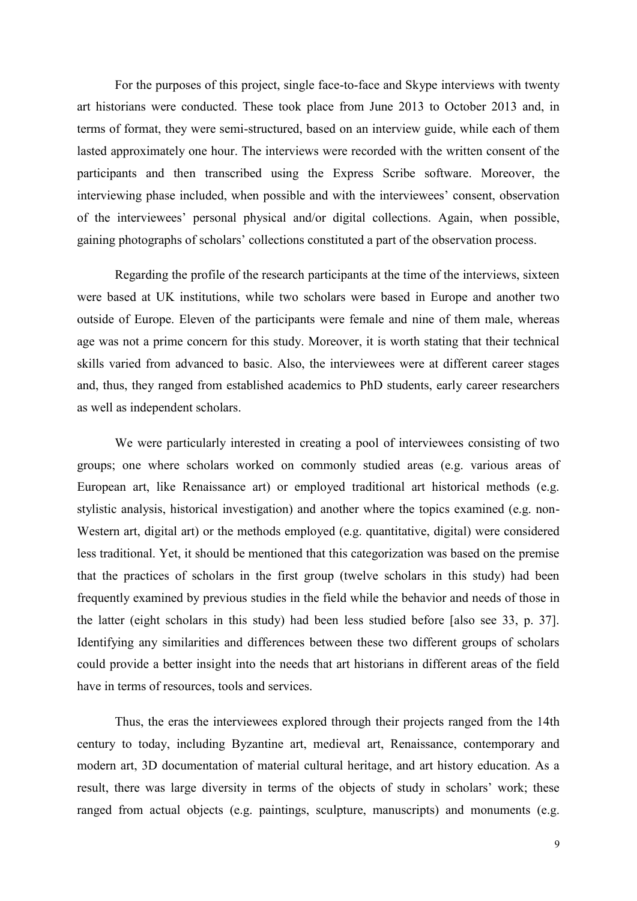For the purposes of this project, single face-to-face and Skype interviews with twenty art historians were conducted. These took place from June 2013 to October 2013 and, in terms of format, they were semi-structured, based on an interview guide, while each of them lasted approximately one hour. The interviews were recorded with the written consent of the participants and then transcribed using the Express Scribe software. Moreover, the interviewing phase included, when possible and with the interviewees' consent, observation of the interviewees' personal physical and/or digital collections. Again, when possible, gaining photographs of scholars' collections constituted a part of the observation process.

Regarding the profile of the research participants at the time of the interviews, sixteen were based at UK institutions, while two scholars were based in Europe and another two outside of Europe. Eleven of the participants were female and nine of them male, whereas age was not a prime concern for this study. Moreover, it is worth stating that their technical skills varied from advanced to basic. Also, the interviewees were at different career stages and, thus, they ranged from established academics to PhD students, early career researchers as well as independent scholars.

We were particularly interested in creating a pool of interviewees consisting of two groups; one where scholars worked on commonly studied areas (e.g. various areas of European art, like Renaissance art) or employed traditional art historical methods (e.g. stylistic analysis, historical investigation) and another where the topics examined (e.g. non-Western art, digital art) or the methods employed (e.g. quantitative, digital) were considered less traditional. Yet, it should be mentioned that this categorization was based on the premise that the practices of scholars in the first group (twelve scholars in this study) had been frequently examined by previous studies in the field while the behavior and needs of those in the latter (eight scholars in this study) had been less studied before [also see 33, p. 37]. Identifying any similarities and differences between these two different groups of scholars could provide a better insight into the needs that art historians in different areas of the field have in terms of resources, tools and services.

Thus, the eras the interviewees explored through their projects ranged from the 14th century to today, including Byzantine art, medieval art, Renaissance, contemporary and modern art, 3D documentation of material cultural heritage, and art history education. As a result, there was large diversity in terms of the objects of study in scholars' work; these ranged from actual objects (e.g. paintings, sculpture, manuscripts) and monuments (e.g.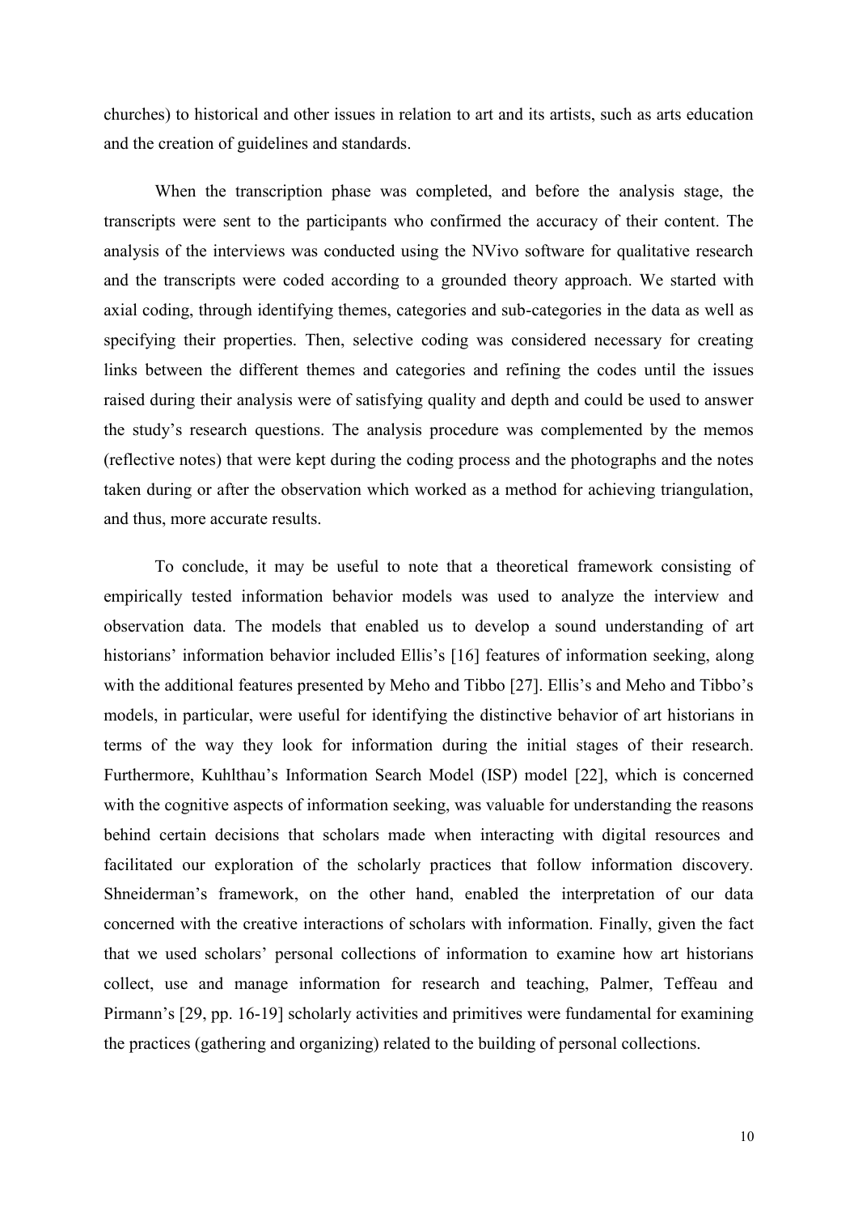churches) to historical and other issues in relation to art and its artists, such as arts education and the creation of guidelines and standards.

When the transcription phase was completed, and before the analysis stage, the transcripts were sent to the participants who confirmed the accuracy of their content. The analysis of the interviews was conducted using the NVivo software for qualitative research and the transcripts were coded according to a grounded theory approach. We started with axial coding, through identifying themes, categories and sub-categories in the data as well as specifying their properties. Then, selective coding was considered necessary for creating links between the different themes and categories and refining the codes until the issues raised during their analysis were of satisfying quality and depth and could be used to answer the study's research questions. The analysis procedure was complemented by the memos (reflective notes) that were kept during the coding process and the photographs and the notes taken during or after the observation which worked as a method for achieving triangulation, and thus, more accurate results.

To conclude, it may be useful to note that a theoretical framework consisting of empirically tested information behavior models was used to analyze the interview and observation data. The models that enabled us to develop a sound understanding of art historians' information behavior included Ellis's [16] features of information seeking, along with the additional features presented by Meho and Tibbo [27]. Ellis's and Meho and Tibbo's models, in particular, were useful for identifying the distinctive behavior of art historians in terms of the way they look for information during the initial stages of their research. Furthermore, Kuhlthau's Information Search Model (ISP) model [22], which is concerned with the cognitive aspects of information seeking, was valuable for understanding the reasons behind certain decisions that scholars made when interacting with digital resources and facilitated our exploration of the scholarly practices that follow information discovery. Shneiderman's framework, on the other hand, enabled the interpretation of our data concerned with the creative interactions of scholars with information. Finally, given the fact that we used scholars' personal collections of information to examine how art historians collect, use and manage information for research and teaching, Palmer, Teffeau and Pirmann's [29, pp. 16-19] scholarly activities and primitives were fundamental for examining the practices (gathering and organizing) related to the building of personal collections.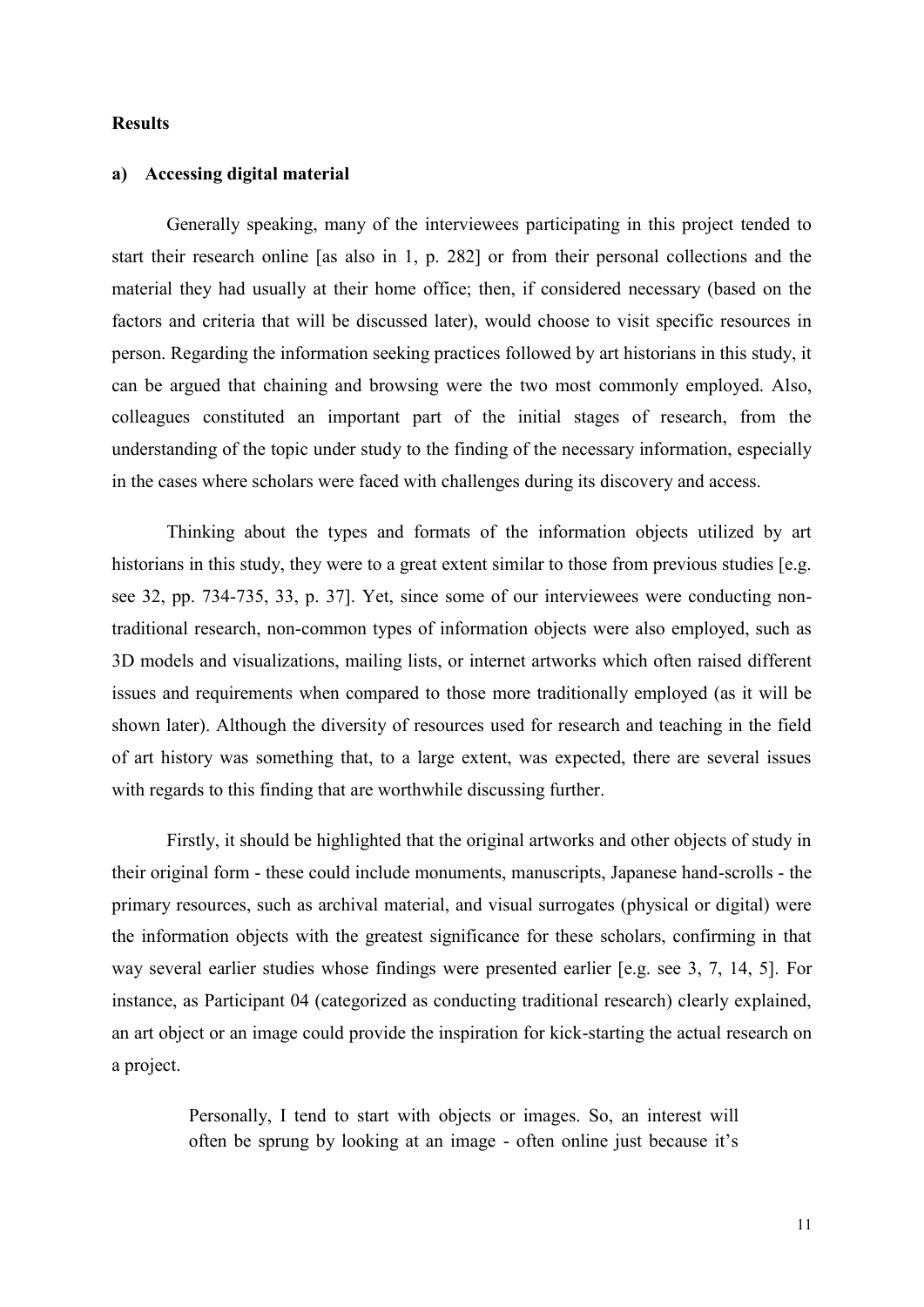**Results**

**a) Accessing digital material**

Generally speaking, many of the interviewees participating in this project tended to start their research online [as also in 1, p. 282] or from their personal collections and the material they had usually at their home office; then, if considered necessary (based on the factors and criteria that will be discussed later), would choose to visit specific resources in person. Regarding the information seeking practices followed by art historians in this study, it can be argued that chaining and browsing were the two most commonly employed. Also, colleagues constituted an important part of the initial stages of research, from the understanding of the topic under study to the finding of the necessary information, especially in the cases where scholars were faced with challenges during its discovery and access.

Thinking about the types and formats of the information objects utilized by art historians in this study, they were to a great extent similar to those from previous studies [e.g. see 32, pp. 734-735, 33, p. 37]. Yet, since some of our interviewees were conducting non-traditional research, non-common types of information objects were also employed, such as 3D models and visualizations, mailing lists, or internet artworks which often raised different issues and requirements when compared to those more traditionally employed (as it will be shown later). Although the diversity of resources used for research and teaching in the field of art history was something that, to a large extent, was expected, there are several issues with regards to this finding that are worthwhile discussing further.

Firstly, it should be highlighted that the original artworks and other objects of study in their original form - these could include monuments, manuscripts, Japanese hand-scrolls - the primary resources, such as archival material, and visual surrogates (physical or digital) were the information objects with the greatest significance for these scholars, confirming in that way several earlier studies whose findings were presented earlier [e.g. see 3, 7, 14, 5]. For instance, as Participant 04 (categorized as conducting traditional research) clearly explained, an art object or an image could provide the inspiration for kick-starting the actual research on a project.

> Personally, I tend to start with objects or images. So, an interest will often be sprung by looking at an image - often online just because it's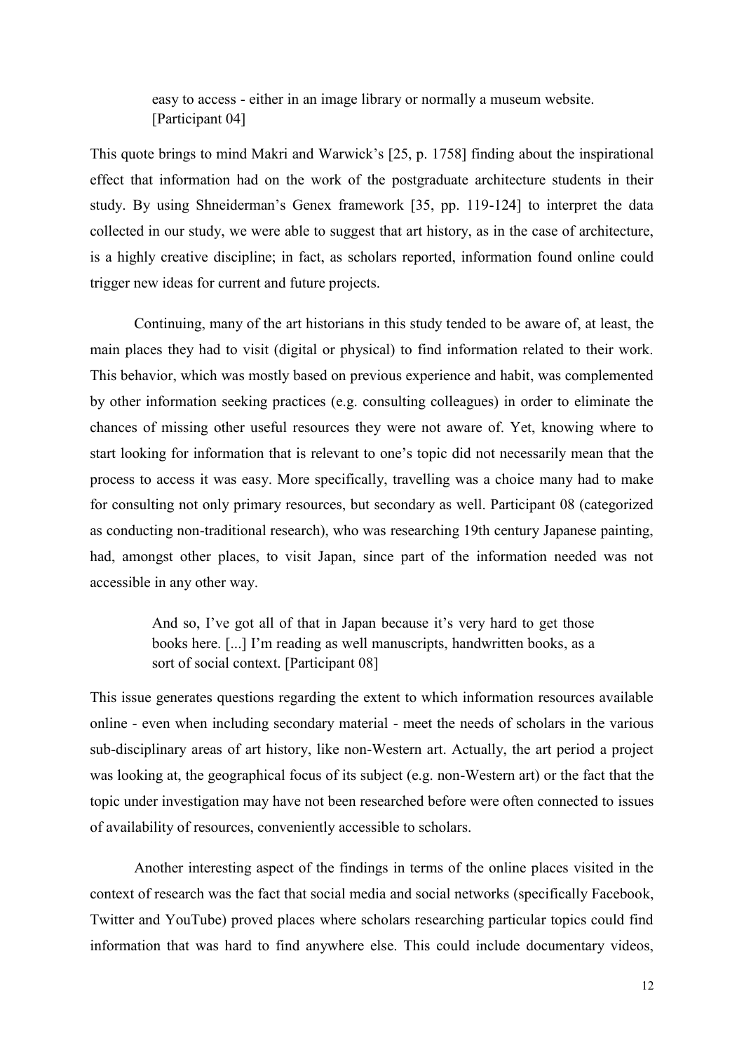> easy to access - either in an image library or normally a museum website. [Participant 04]

This quote brings to mind Makri and Warwick's [25, p. 1758] finding about the inspirational effect that information had on the work of the postgraduate architecture students in their study. By using Shneiderman's Genex framework [35, pp. 119-124] to interpret the data collected in our study, we were able to suggest that art history, as in the case of architecture, is a highly creative discipline; in fact, as scholars reported, information found online could trigger new ideas for current and future projects.

Continuing, many of the art historians in this study tended to be aware of, at least, the main places they had to visit (digital or physical) to find information related to their work. This behavior, which was mostly based on previous experience and habit, was complemented by other information seeking practices (e.g. consulting colleagues) in order to eliminate the chances of missing other useful resources they were not aware of. Yet, knowing where to start looking for information that is relevant to one's topic did not necessarily mean that the process to access it was easy. More specifically, travelling was a choice many had to make for consulting not only primary resources, but secondary as well. Participant 08 (categorized as conducting non-traditional research), who was researching 19th century Japanese painting, had, amongst other places, to visit Japan, since part of the information needed was not accessible in any other way.

> And so, I've got all of that in Japan because it's very hard to get those books here. [...] I'm reading as well manuscripts, handwritten books, as a sort of social context. [Participant 08]

This issue generates questions regarding the extent to which information resources available online - even when including secondary material - meet the needs of scholars in the various sub-disciplinary areas of art history, like non-Western art. Actually, the art period a project was looking at, the geographical focus of its subject (e.g. non-Western art) or the fact that the topic under investigation may have not been researched before were often connected to issues of availability of resources, conveniently accessible to scholars.

Another interesting aspect of the findings in terms of the online places visited in the context of research was the fact that social media and social networks (specifically Facebook, Twitter and YouTube) proved places where scholars researching particular topics could find information that was hard to find anywhere else. This could include documentary videos,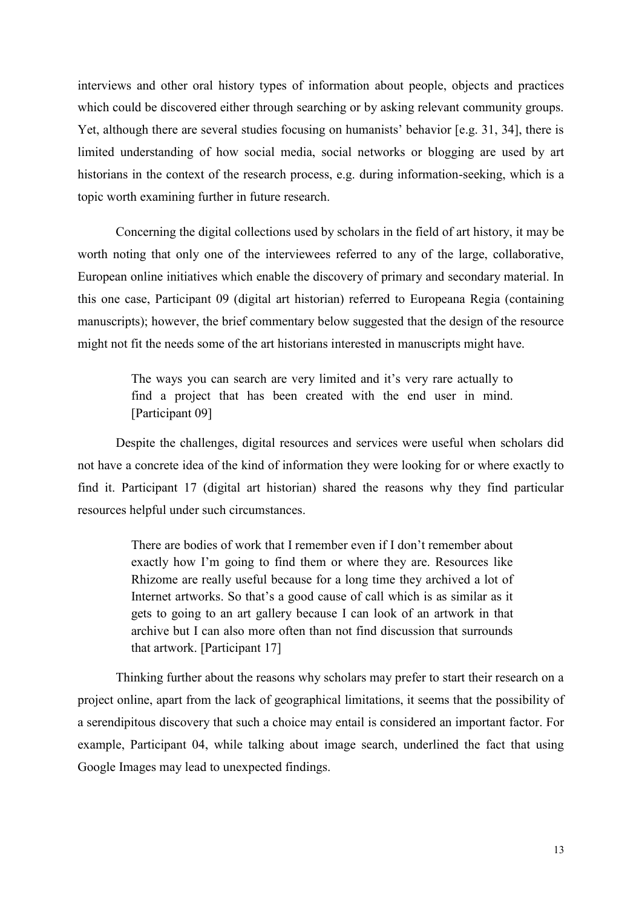interviews and other oral history types of information about people, objects and practices which could be discovered either through searching or by asking relevant community groups. Yet, although there are several studies focusing on humanists' behavior [e.g. 31, 34], there is limited understanding of how social media, social networks or blogging are used by art historians in the context of the research process, e.g. during information-seeking, which is a topic worth examining further in future research.

Concerning the digital collections used by scholars in the field of art history, it may be worth noting that only one of the interviewees referred to any of the large, collaborative, European online initiatives which enable the discovery of primary and secondary material. In this one case, Participant 09 (digital art historian) referred to Europeana Regia (containing manuscripts); however, the brief commentary below suggested that the design of the resource might not fit the needs some of the art historians interested in manuscripts might have.

> The ways you can search are very limited and it's very rare actually to find a project that has been created with the end user in mind. [Participant 09]

Despite the challenges, digital resources and services were useful when scholars did not have a concrete idea of the kind of information they were looking for or where exactly to find it. Participant 17 (digital art historian) shared the reasons why they find particular resources helpful under such circumstances.

> There are bodies of work that I remember even if I don't remember about exactly how I'm going to find them or where they are. Resources like Rhizome are really useful because for a long time they archived a lot of Internet artworks. So that's a good cause of call which is as similar as it gets to going to an art gallery because I can look of an artwork in that archive but I can also more often than not find discussion that surrounds that artwork. [Participant 17]

Thinking further about the reasons why scholars may prefer to start their research on a project online, apart from the lack of geographical limitations, it seems that the possibility of a serendipitous discovery that such a choice may entail is considered an important factor. For example, Participant 04, while talking about image search, underlined the fact that using Google Images may lead to unexpected findings.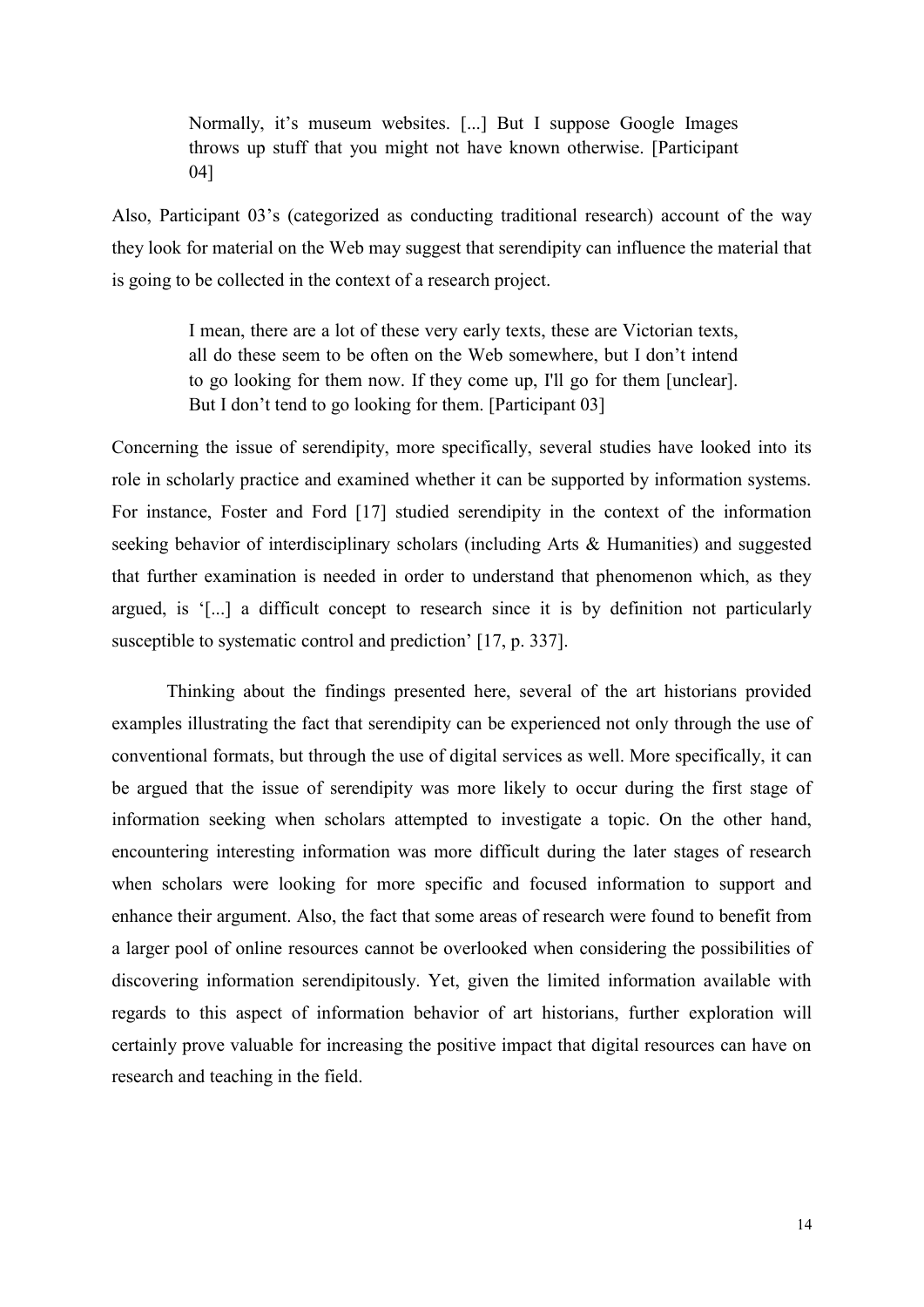> Normally, it's museum websites. [...] But I suppose Google Images throws up stuff that you might not have known otherwise. [Participant 04]

Also, Participant 03's (categorized as conducting traditional research) account of the way they look for material on the Web may suggest that serendipity can influence the material that is going to be collected in the context of a research project.

> I mean, there are a lot of these very early texts, these are Victorian texts, all do these seem to be often on the Web somewhere, but I don't intend to go looking for them now. If they come up, I'll go for them [unclear]. But I don't tend to go looking for them. [Participant 03]

Concerning the issue of serendipity, more specifically, several studies have looked into its role in scholarly practice and examined whether it can be supported by information systems. For instance, Foster and Ford [17] studied serendipity in the context of the information seeking behavior of interdisciplinary scholars (including Arts & Humanities) and suggested that further examination is needed in order to understand that phenomenon which, as they argued, is '[...] a difficult concept to research since it is by definition not particularly susceptible to systematic control and prediction' [17, p. 337].

Thinking about the findings presented here, several of the art historians provided examples illustrating the fact that serendipity can be experienced not only through the use of conventional formats, but through the use of digital services as well. More specifically, it can be argued that the issue of serendipity was more likely to occur during the first stage of information seeking when scholars attempted to investigate a topic. On the other hand, encountering interesting information was more difficult during the later stages of research when scholars were looking for more specific and focused information to support and enhance their argument. Also, the fact that some areas of research were found to benefit from a larger pool of online resources cannot be overlooked when considering the possibilities of discovering information serendipitously. Yet, given the limited information available with regards to this aspect of information behavior of art historians, further exploration will certainly prove valuable for increasing the positive impact that digital resources can have on research and teaching in the field.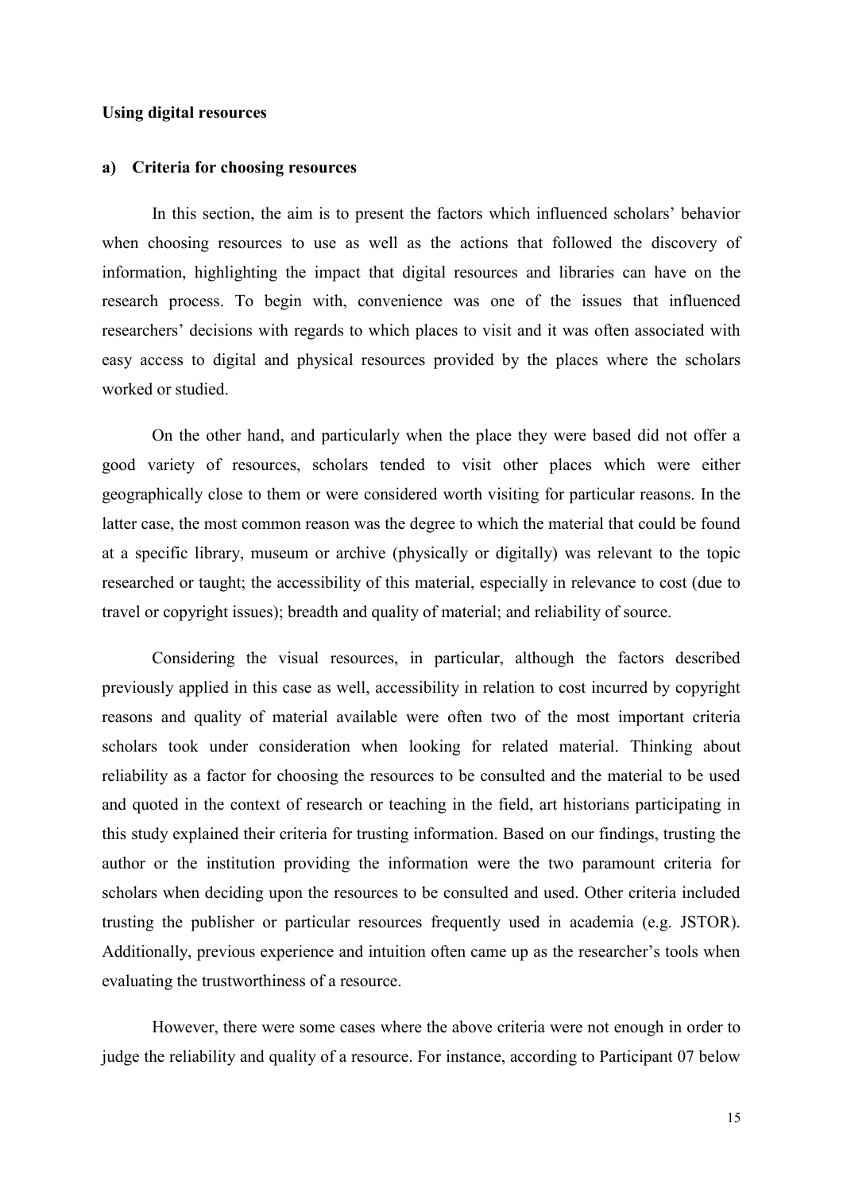**Using digital resources**

**a) Criteria for choosing resources**

In this section, the aim is to present the factors which influenced scholars' behavior when choosing resources to use as well as the actions that followed the discovery of information, highlighting the impact that digital resources and libraries can have on the research process. To begin with, convenience was one of the issues that influenced researchers' decisions with regards to which places to visit and it was often associated with easy access to digital and physical resources provided by the places where the scholars worked or studied.

On the other hand, and particularly when the place they were based did not offer a good variety of resources, scholars tended to visit other places which were either geographically close to them or were considered worth visiting for particular reasons. In the latter case, the most common reason was the degree to which the material that could be found at a specific library, museum or archive (physically or digitally) was relevant to the topic researched or taught; the accessibility of this material, especially in relevance to cost (due to travel or copyright issues); breadth and quality of material; and reliability of source.

Considering the visual resources, in particular, although the factors described previously applied in this case as well, accessibility in relation to cost incurred by copyright reasons and quality of material available were often two of the most important criteria scholars took under consideration when looking for related material. Thinking about reliability as a factor for choosing the resources to be consulted and the material to be used and quoted in the context of research or teaching in the field, art historians participating in this study explained their criteria for trusting information. Based on our findings, trusting the author or the institution providing the information were the two paramount criteria for scholars when deciding upon the resources to be consulted and used. Other criteria included trusting the publisher or particular resources frequently used in academia (e.g. JSTOR). Additionally, previous experience and intuition often came up as the researcher's tools when evaluating the trustworthiness of a resource.

However, there were some cases where the above criteria were not enough in order to judge the reliability and quality of a resource. For instance, according to Participant 07 below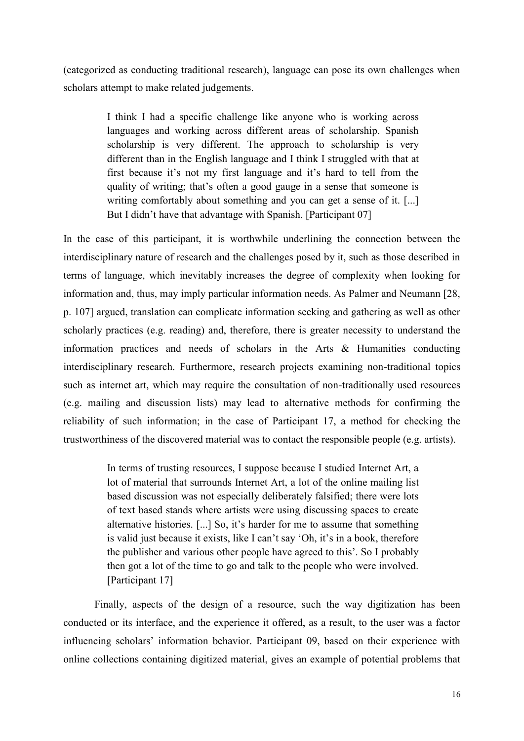(categorized as conducting traditional research), language can pose its own challenges when scholars attempt to make related judgements.

> I think I had a specific challenge like anyone who is working across languages and working across different areas of scholarship. Spanish scholarship is very different. The approach to scholarship is very different than in the English language and I think I struggled with that at first because it's not my first language and it's hard to tell from the quality of writing; that's often a good gauge in a sense that someone is writing comfortably about something and you can get a sense of it. [...] But I didn't have that advantage with Spanish. [Participant 07]

In the case of this participant, it is worthwhile underlining the connection between the interdisciplinary nature of research and the challenges posed by it, such as those described in terms of language, which inevitably increases the degree of complexity when looking for information and, thus, may imply particular information needs. As Palmer and Neumann [28, p. 107] argued, translation can complicate information seeking and gathering as well as other scholarly practices (e.g. reading) and, therefore, there is greater necessity to understand the information practices and needs of scholars in the Arts & Humanities conducting interdisciplinary research. Furthermore, research projects examining non-traditional topics such as internet art, which may require the consultation of non-traditionally used resources (e.g. mailing and discussion lists) may lead to alternative methods for confirming the reliability of such information; in the case of Participant 17, a method for checking the trustworthiness of the discovered material was to contact the responsible people (e.g. artists).

> In terms of trusting resources, I suppose because I studied Internet Art, a lot of material that surrounds Internet Art, a lot of the online mailing list based discussion was not especially deliberately falsified; there were lots of text based stands where artists were using discussing spaces to create alternative histories. [...] So, it's harder for me to assume that something is valid just because it exists, like I can't say 'Oh, it's in a book, therefore the publisher and various other people have agreed to this'. So I probably then got a lot of the time to go and talk to the people who were involved. [Participant 17]

Finally, aspects of the design of a resource, such the way digitization has been conducted or its interface, and the experience it offered, as a result, to the user was a factor influencing scholars' information behavior. Participant 09, based on their experience with online collections containing digitized material, gives an example of potential problems that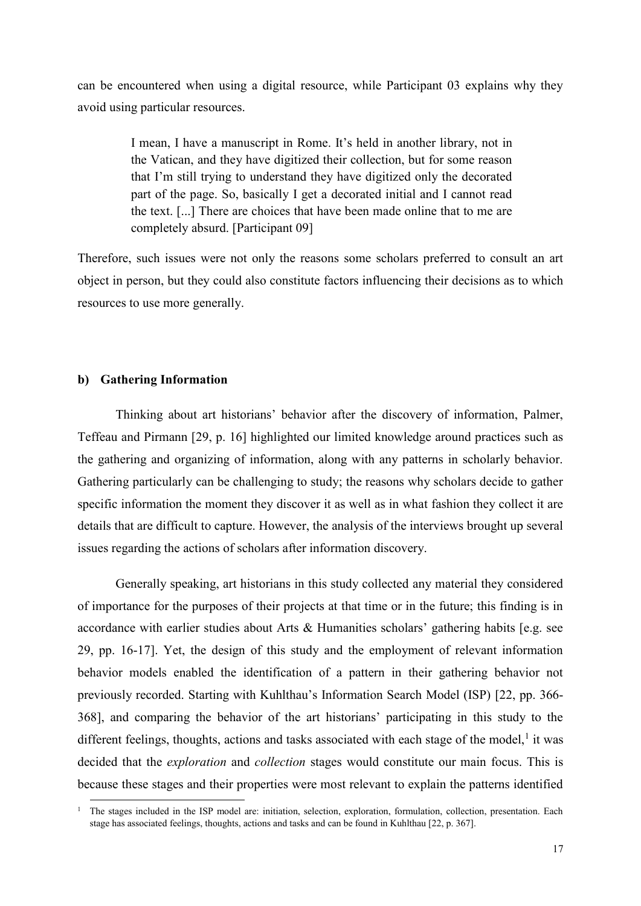can be encountered when using a digital resource, while Participant 03 explains why they avoid using particular resources.

> I mean, I have a manuscript in Rome. It's held in another library, not in the Vatican, and they have digitized their collection, but for some reason that I'm still trying to understand they have digitized only the decorated part of the page. So, basically I get a decorated initial and I cannot read the text. [...] There are choices that have been made online that to me are completely absurd. [Participant 09]

Therefore, such issues were not only the reasons some scholars preferred to consult an art object in person, but they could also constitute factors influencing their decisions as to which resources to use more generally.

### b) Gathering Information

Thinking about art historians' behavior after the discovery of information, Palmer, Teffeau and Pirmann [29, p. 16] highlighted our limited knowledge around practices such as the gathering and organizing of information, along with any patterns in scholarly behavior. Gathering particularly can be challenging to study; the reasons why scholars decide to gather specific information the moment they discover it as well as in what fashion they collect it are details that are difficult to capture. However, the analysis of the interviews brought up several issues regarding the actions of scholars after information discovery.

Generally speaking, art historians in this study collected any material they considered of importance for the purposes of their projects at that time or in the future; this finding is in accordance with earlier studies about Arts & Humanities scholars' gathering habits [e.g. see 29, pp. 16-17]. Yet, the design of this study and the employment of relevant information behavior models enabled the identification of a pattern in their gathering behavior not previously recorded. Starting with Kuhlthau's Information Search Model (ISP) [22, pp. 366-368], and comparing the behavior of the art historians' participating in this study to the different feelings, thoughts, actions and tasks associated with each stage of the model,[1] it was decided that the *exploration* and *collection* stages would constitute our main focus. This is because these stages and their properties were most relevant to explain the patterns identified

[1] The stages included in the ISP model are: initiation, selection, exploration, formulation, collection, presentation. Each stage has associated feelings, thoughts, actions and tasks and can be found in Kuhlthau [22, p. 367].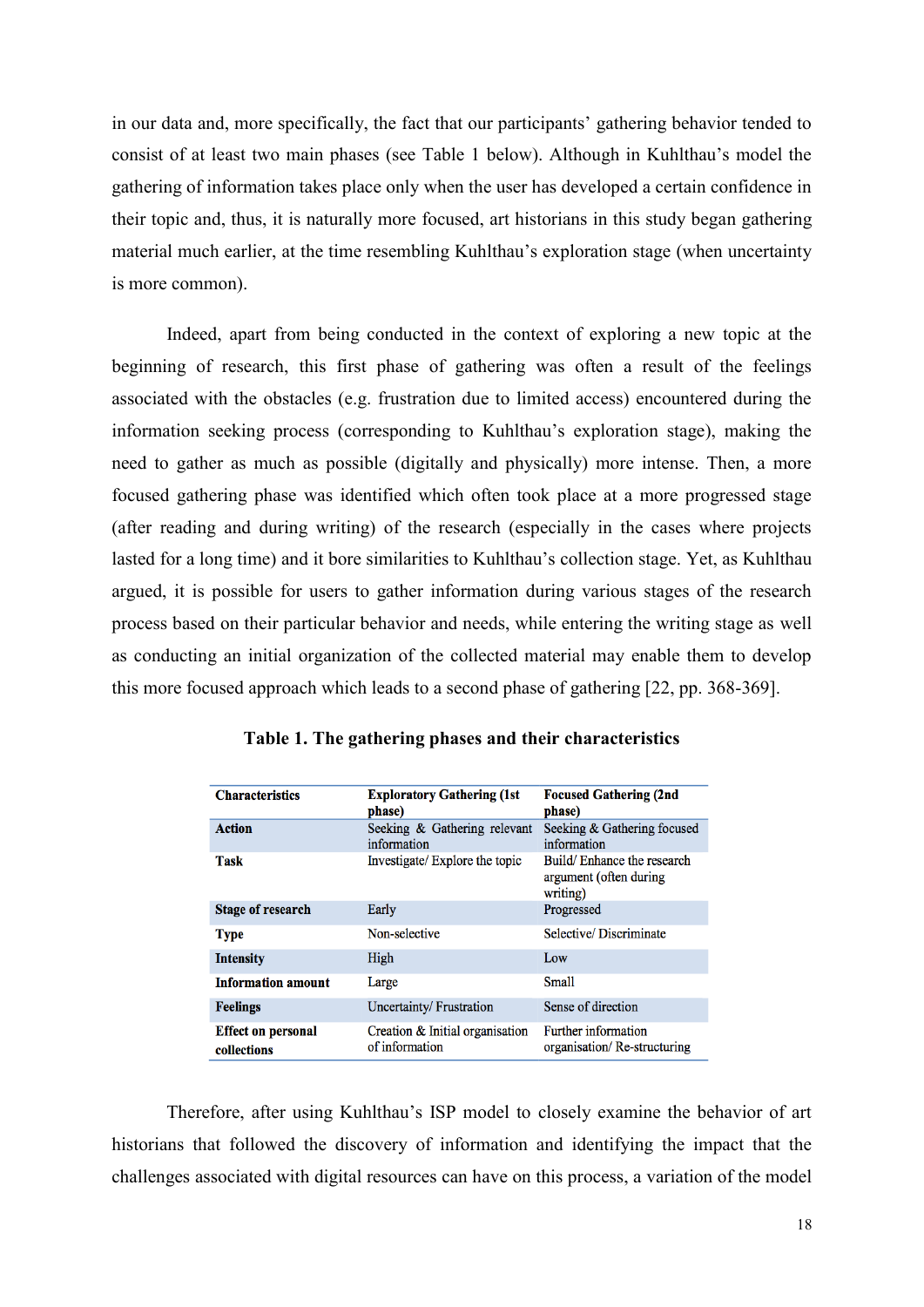in our data and, more specifically, the fact that our participants' gathering behavior tended to consist of at least two main phases (see Table 1 below). Although in Kuhlthau's model the gathering of information takes place only when the user has developed a certain confidence in their topic and, thus, it is naturally more focused, art historians in this study began gathering material much earlier, at the time resembling Kuhlthau's exploration stage (when uncertainty is more common).

Indeed, apart from being conducted in the context of exploring a new topic at the beginning of research, this first phase of gathering was often a result of the feelings associated with the obstacles (e.g. frustration due to limited access) encountered during the information seeking process (corresponding to Kuhlthau's exploration stage), making the need to gather as much as possible (digitally and physically) more intense. Then, a more focused gathering phase was identified which often took place at a more progressed stage (after reading and during writing) of the research (especially in the cases where projects lasted for a long time) and it bore similarities to Kuhlthau's collection stage. Yet, as Kuhlthau argued, it is possible for users to gather information during various stages of the research process based on their particular behavior and needs, while entering the writing stage as well as conducting an initial organization of the collected material may enable them to develop this more focused approach which leads to a second phase of gathering [22, pp. 368-369].

**Table 1. The gathering phases and their characteristics**

| Characteristics | Exploratory Gathering (1st phase) | Focused Gathering (2nd phase) |
|---|---|---|
| **Action** | Seeking & Gathering relevant information | Seeking & Gathering focused information |
| **Task** | Investigate/ Explore the topic | Build/ Enhance the research argument (often during writing) |
| **Stage of research** | Early | Progressed |
| **Type** | Non-selective | Selective/ Discriminate |
| **Intensity** | High | Low |
| **Information amount** | Large | Small |
| **Feelings** | Uncertainty/ Frustration | Sense of direction |
| **Effect on personal collections** | Creation & Initial organisation of information | Further information organisation/ Re-structuring |

Therefore, after using Kuhlthau's ISP model to closely examine the behavior of art historians that followed the discovery of information and identifying the impact that the challenges associated with digital resources can have on this process, a variation of the model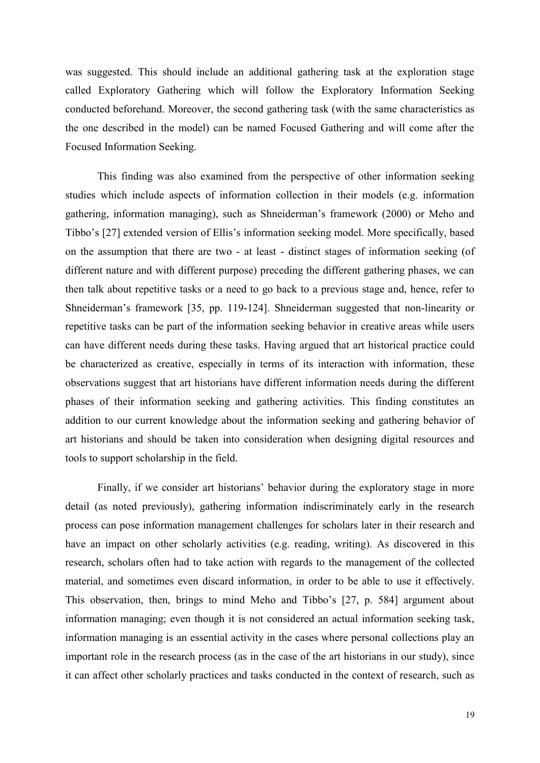was suggested. This should include an additional gathering task at the exploration stage called Exploratory Gathering which will follow the Exploratory Information Seeking conducted beforehand. Moreover, the second gathering task (with the same characteristics as the one described in the model) can be named Focused Gathering and will come after the Focused Information Seeking.

This finding was also examined from the perspective of other information seeking studies which include aspects of information collection in their models (e.g. information gathering, information managing), such as Shneiderman's framework (2000) or Meho and Tibbo's [27] extended version of Ellis's information seeking model. More specifically, based on the assumption that there are two - at least - distinct stages of information seeking (of different nature and with different purpose) preceding the different gathering phases, we can then talk about repetitive tasks or a need to go back to a previous stage and, hence, refer to Shneiderman's framework [35, pp. 119-124]. Shneiderman suggested that non-linearity or repetitive tasks can be part of the information seeking behavior in creative areas while users can have different needs during these tasks. Having argued that art historical practice could be characterized as creative, especially in terms of its interaction with information, these observations suggest that art historians have different information needs during the different phases of their information seeking and gathering activities. This finding constitutes an addition to our current knowledge about the information seeking and gathering behavior of art historians and should be taken into consideration when designing digital resources and tools to support scholarship in the field.

Finally, if we consider art historians' behavior during the exploratory stage in more detail (as noted previously), gathering information indiscriminately early in the research process can pose information management challenges for scholars later in their research and have an impact on other scholarly activities (e.g. reading, writing). As discovered in this research, scholars often had to take action with regards to the management of the collected material, and sometimes even discard information, in order to be able to use it effectively. This observation, then, brings to mind Meho and Tibbo's [27, p. 584] argument about information managing; even though it is not considered an actual information seeking task, information managing is an essential activity in the cases where personal collections play an important role in the research process (as in the case of the art historians in our study), since it can affect other scholarly practices and tasks conducted in the context of research, such as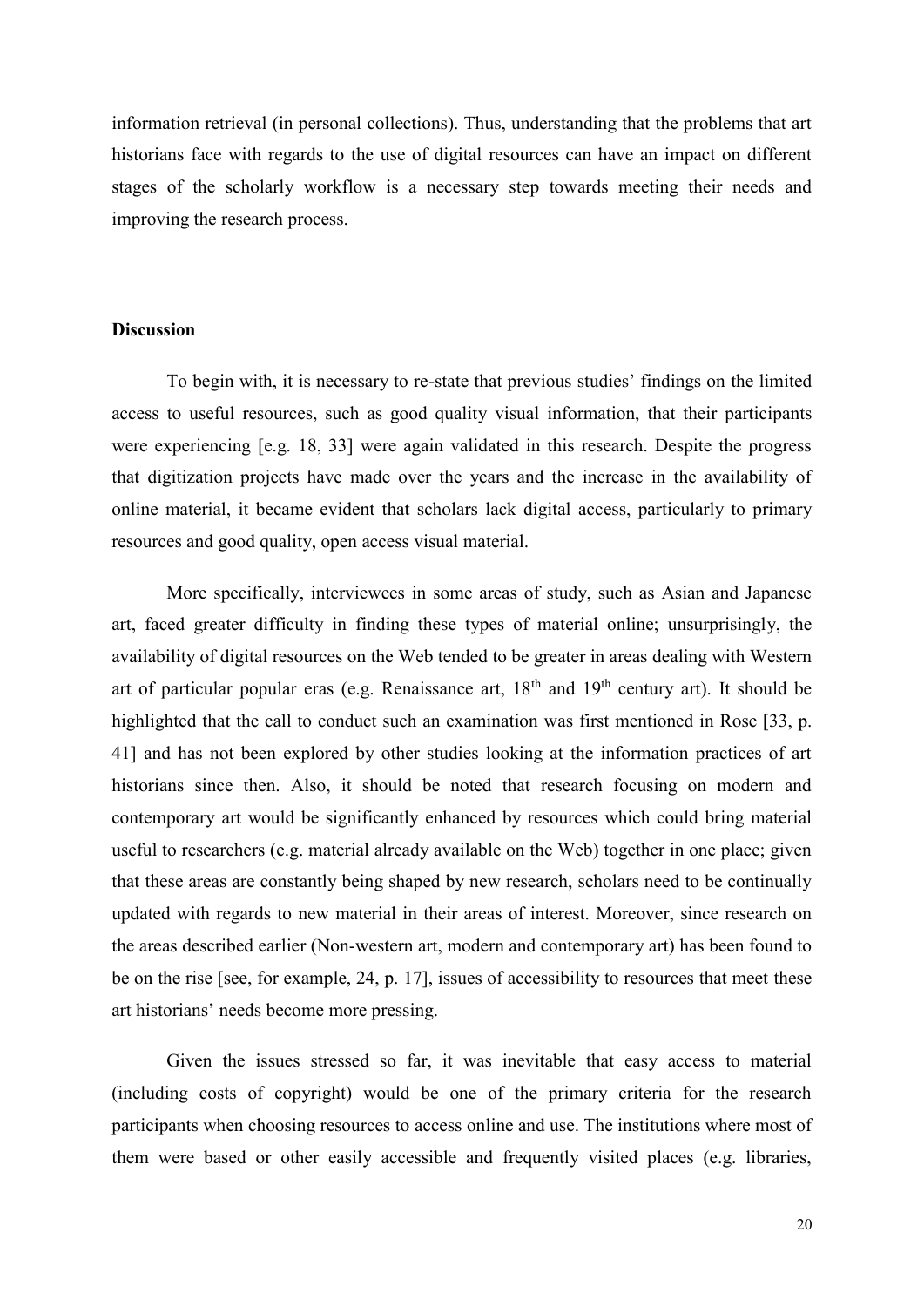information retrieval (in personal collections). Thus, understanding that the problems that art historians face with regards to the use of digital resources can have an impact on different stages of the scholarly workflow is a necessary step towards meeting their needs and improving the research process.

## Discussion

To begin with, it is necessary to re-state that previous studies' findings on the limited access to useful resources, such as good quality visual information, that their participants were experiencing [e.g. 18, 33] were again validated in this research. Despite the progress that digitization projects have made over the years and the increase in the availability of online material, it became evident that scholars lack digital access, particularly to primary resources and good quality, open access visual material.

More specifically, interviewees in some areas of study, such as Asian and Japanese art, faced greater difficulty in finding these types of material online; unsurprisingly, the availability of digital resources on the Web tended to be greater in areas dealing with Western art of particular popular eras (e.g. Renaissance art, 18th and 19th century art). It should be highlighted that the call to conduct such an examination was first mentioned in Rose [33, p. 41] and has not been explored by other studies looking at the information practices of art historians since then. Also, it should be noted that research focusing on modern and contemporary art would be significantly enhanced by resources which could bring material useful to researchers (e.g. material already available on the Web) together in one place; given that these areas are constantly being shaped by new research, scholars need to be continually updated with regards to new material in their areas of interest. Moreover, since research on the areas described earlier (Non-western art, modern and contemporary art) has been found to be on the rise [see, for example, 24, p. 17], issues of accessibility to resources that meet these art historians' needs become more pressing.

Given the issues stressed so far, it was inevitable that easy access to material (including costs of copyright) would be one of the primary criteria for the research participants when choosing resources to access online and use. The institutions where most of them were based or other easily accessible and frequently visited places (e.g. libraries,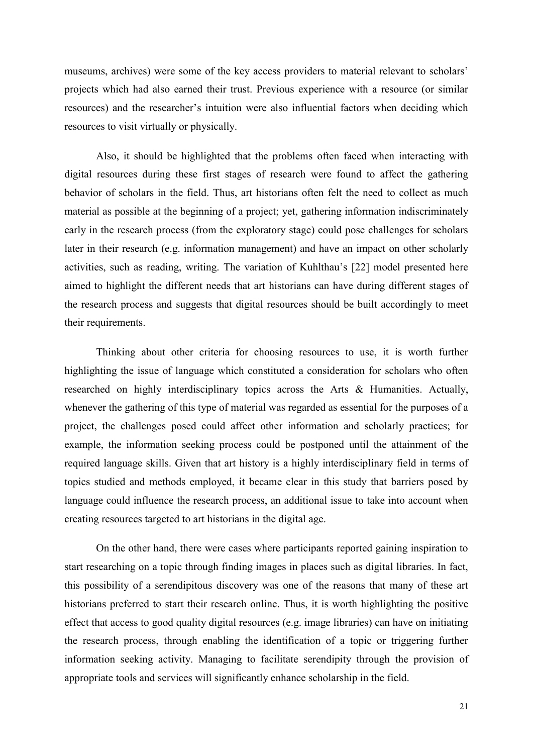museums, archives) were some of the key access providers to material relevant to scholars' projects which had also earned their trust. Previous experience with a resource (or similar resources) and the researcher's intuition were also influential factors when deciding which resources to visit virtually or physically.

Also, it should be highlighted that the problems often faced when interacting with digital resources during these first stages of research were found to affect the gathering behavior of scholars in the field. Thus, art historians often felt the need to collect as much material as possible at the beginning of a project; yet, gathering information indiscriminately early in the research process (from the exploratory stage) could pose challenges for scholars later in their research (e.g. information management) and have an impact on other scholarly activities, such as reading, writing. The variation of Kuhlthau's [22] model presented here aimed to highlight the different needs that art historians can have during different stages of the research process and suggests that digital resources should be built accordingly to meet their requirements.

Thinking about other criteria for choosing resources to use, it is worth further highlighting the issue of language which constituted a consideration for scholars who often researched on highly interdisciplinary topics across the Arts & Humanities. Actually, whenever the gathering of this type of material was regarded as essential for the purposes of a project, the challenges posed could affect other information and scholarly practices; for example, the information seeking process could be postponed until the attainment of the required language skills. Given that art history is a highly interdisciplinary field in terms of topics studied and methods employed, it became clear in this study that barriers posed by language could influence the research process, an additional issue to take into account when creating resources targeted to art historians in the digital age.

On the other hand, there were cases where participants reported gaining inspiration to start researching on a topic through finding images in places such as digital libraries. In fact, this possibility of a serendipitous discovery was one of the reasons that many of these art historians preferred to start their research online. Thus, it is worth highlighting the positive effect that access to good quality digital resources (e.g. image libraries) can have on initiating the research process, through enabling the identification of a topic or triggering further information seeking activity. Managing to facilitate serendipity through the provision of appropriate tools and services will significantly enhance scholarship in the field.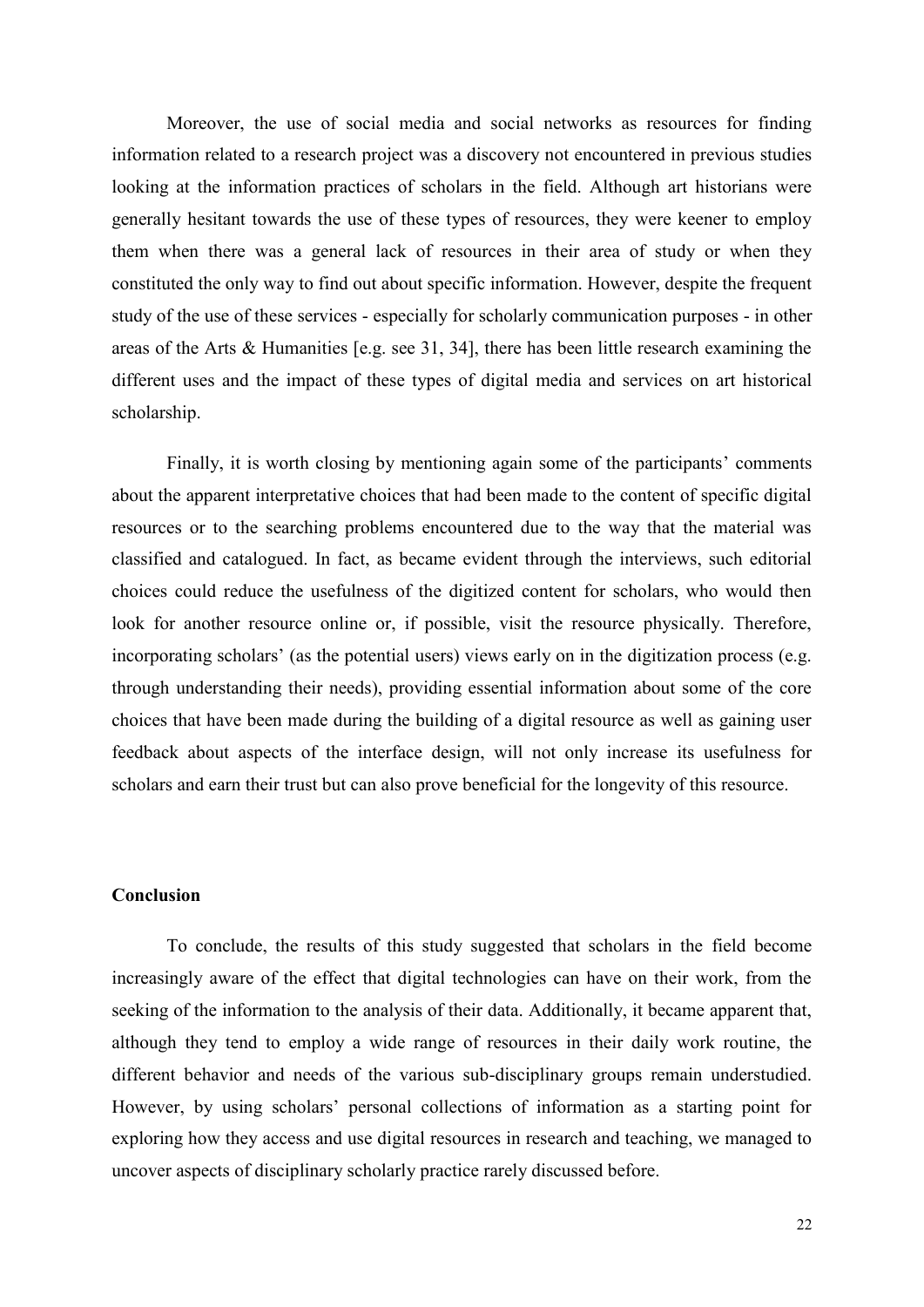Moreover, the use of social media and social networks as resources for finding information related to a research project was a discovery not encountered in previous studies looking at the information practices of scholars in the field. Although art historians were generally hesitant towards the use of these types of resources, they were keener to employ them when there was a general lack of resources in their area of study or when they constituted the only way to find out about specific information. However, despite the frequent study of the use of these services - especially for scholarly communication purposes - in other areas of the Arts & Humanities [e.g. see 31, 34], there has been little research examining the different uses and the impact of these types of digital media and services on art historical scholarship.

Finally, it is worth closing by mentioning again some of the participants' comments about the apparent interpretative choices that had been made to the content of specific digital resources or to the searching problems encountered due to the way that the material was classified and catalogued. In fact, as became evident through the interviews, such editorial choices could reduce the usefulness of the digitized content for scholars, who would then look for another resource online or, if possible, visit the resource physically. Therefore, incorporating scholars' (as the potential users) views early on in the digitization process (e.g. through understanding their needs), providing essential information about some of the core choices that have been made during the building of a digital resource as well as gaining user feedback about aspects of the interface design, will not only increase its usefulness for scholars and earn their trust but can also prove beneficial for the longevity of this resource.

## Conclusion

To conclude, the results of this study suggested that scholars in the field become increasingly aware of the effect that digital technologies can have on their work, from the seeking of the information to the analysis of their data. Additionally, it became apparent that, although they tend to employ a wide range of resources in their daily work routine, the different behavior and needs of the various sub-disciplinary groups remain understudied. However, by using scholars' personal collections of information as a starting point for exploring how they access and use digital resources in research and teaching, we managed to uncover aspects of disciplinary scholarly practice rarely discussed before.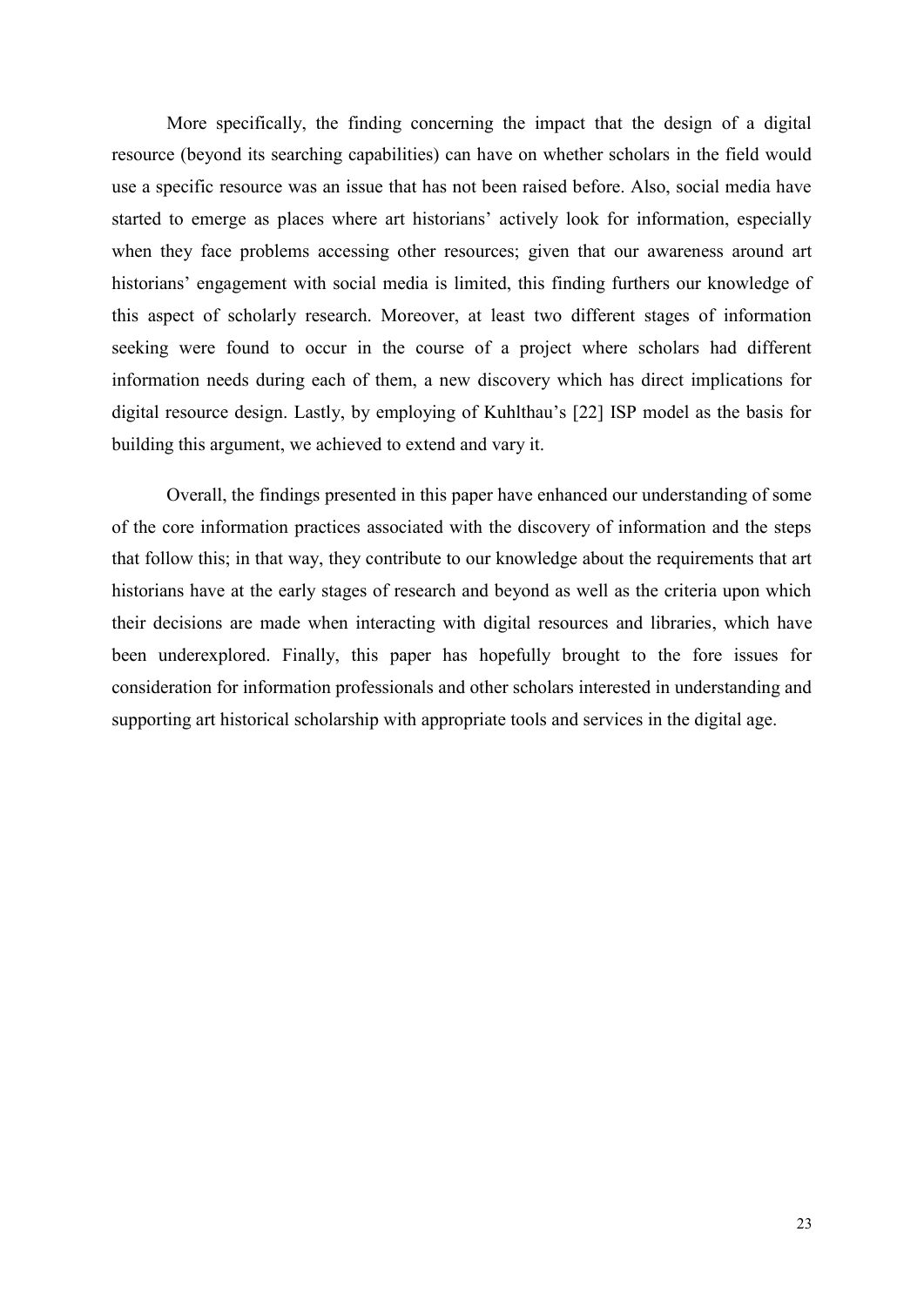More specifically, the finding concerning the impact that the design of a digital resource (beyond its searching capabilities) can have on whether scholars in the field would use a specific resource was an issue that has not been raised before. Also, social media have started to emerge as places where art historians' actively look for information, especially when they face problems accessing other resources; given that our awareness around art historians' engagement with social media is limited, this finding furthers our knowledge of this aspect of scholarly research. Moreover, at least two different stages of information seeking were found to occur in the course of a project where scholars had different information needs during each of them, a new discovery which has direct implications for digital resource design. Lastly, by employing of Kuhlthau's [22] ISP model as the basis for building this argument, we achieved to extend and vary it.

Overall, the findings presented in this paper have enhanced our understanding of some of the core information practices associated with the discovery of information and the steps that follow this; in that way, they contribute to our knowledge about the requirements that art historians have at the early stages of research and beyond as well as the criteria upon which their decisions are made when interacting with digital resources and libraries, which have been underexplored. Finally, this paper has hopefully brought to the fore issues for consideration for information professionals and other scholars interested in understanding and supporting art historical scholarship with appropriate tools and services in the digital age.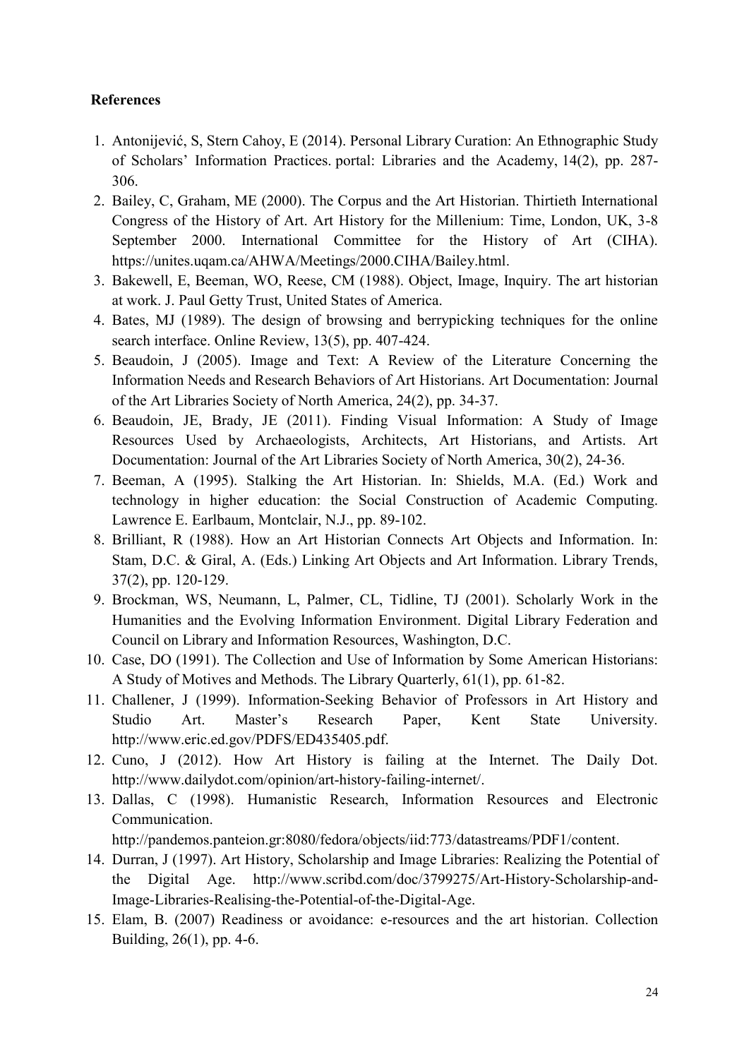**References**

1. Antonijević, S, Stern Cahoy, E (2014). Personal Library Curation: An Ethnographic Study of Scholars' Information Practices. portal: Libraries and the Academy, 14(2), pp. 287-306.
2. Bailey, C, Graham, ME (2000). The Corpus and the Art Historian. Thirtieth International Congress of the History of Art. Art History for the Millenium: Time, London, UK, 3-8 September 2000. International Committee for the History of Art (CIHA). https://unites.uqam.ca/AHWA/Meetings/2000.CIHA/Bailey.html.
3. Bakewell, E, Beeman, WO, Reese, CM (1988). Object, Image, Inquiry. The art historian at work. J. Paul Getty Trust, United States of America.
4. Bates, MJ (1989). The design of browsing and berrypicking techniques for the online search interface. Online Review, 13(5), pp. 407-424.
5. Beaudoin, J (2005). Image and Text: A Review of the Literature Concerning the Information Needs and Research Behaviors of Art Historians. Art Documentation: Journal of the Art Libraries Society of North America, 24(2), pp. 34-37.
6. Beaudoin, JE, Brady, JE (2011). Finding Visual Information: A Study of Image Resources Used by Archaeologists, Architects, Art Historians, and Artists. Art Documentation: Journal of the Art Libraries Society of North America, 30(2), 24-36.
7. Beeman, A (1995). Stalking the Art Historian. In: Shields, M.A. (Ed.) Work and technology in higher education: the Social Construction of Academic Computing. Lawrence E. Earlbaum, Montclair, N.J., pp. 89-102.
8. Brilliant, R (1988). How an Art Historian Connects Art Objects and Information. In: Stam, D.C. & Giral, A. (Eds.) Linking Art Objects and Art Information. Library Trends, 37(2), pp. 120-129.
9. Brockman, WS, Neumann, L, Palmer, CL, Tidline, TJ (2001). Scholarly Work in the Humanities and the Evolving Information Environment. Digital Library Federation and Council on Library and Information Resources, Washington, D.C.
10. Case, DO (1991). The Collection and Use of Information by Some American Historians: A Study of Motives and Methods. The Library Quarterly, 61(1), pp. 61-82.
11. Challener, J (1999). Information-Seeking Behavior of Professors in Art History and Studio Art. Master's Research Paper, Kent State University. http://www.eric.ed.gov/PDFS/ED435405.pdf.
12. Cuno, J (2012). How Art History is failing at the Internet. The Daily Dot. http://www.dailydot.com/opinion/art-history-failing-internet/.
13. Dallas, C (1998). Humanistic Research, Information Resources and Electronic Communication. http://pandemos.panteion.gr:8080/fedora/objects/iid:773/datastreams/PDF1/content.
14. Durran, J (1997). Art History, Scholarship and Image Libraries: Realizing the Potential of the Digital Age. http://www.scribd.com/doc/3799275/Art-History-Scholarship-and-Image-Libraries-Realising-the-Potential-of-the-Digital-Age.
15. Elam, B. (2007) Readiness or avoidance: e-resources and the art historian. Collection Building, 26(1), pp. 4-6.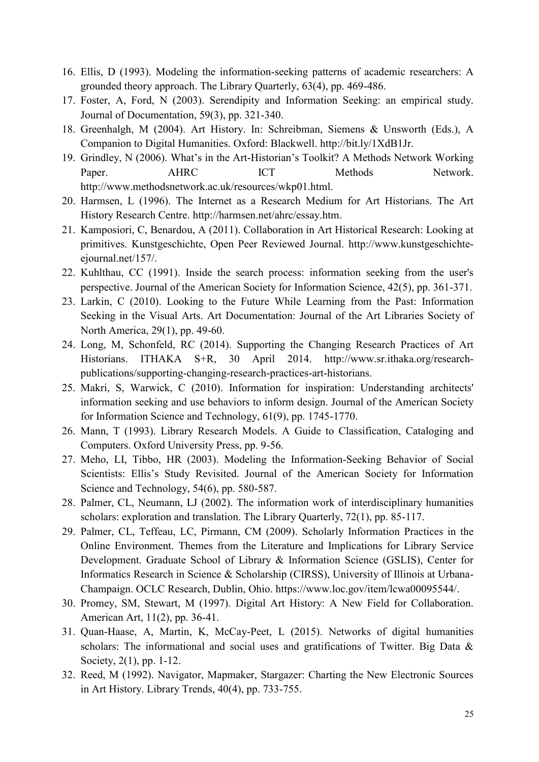16. Ellis, D (1993). Modeling the information-seeking patterns of academic researchers: A grounded theory approach. The Library Quarterly, 63(4), pp. 469-486.
17. Foster, A, Ford, N (2003). Serendipity and Information Seeking: an empirical study. Journal of Documentation, 59(3), pp. 321-340.
18. Greenhalgh, M (2004). Art History. In: Schreibman, Siemens & Unsworth (Eds.), A Companion to Digital Humanities. Oxford: Blackwell. http://bit.ly/1XdB1Jr.
19. Grindley, N (2006). What's in the Art-Historian's Toolkit? A Methods Network Working Paper. AHRC ICT Methods Network. http://www.methodsnetwork.ac.uk/resources/wkp01.html.
20. Harmsen, L (1996). The Internet as a Research Medium for Art Historians. The Art History Research Centre. http://harmsen.net/ahrc/essay.htm.
21. Kamposiori, C, Benardou, A (2011). Collaboration in Art Historical Research: Looking at primitives. Kunstgeschichte, Open Peer Reviewed Journal. http://www.kunstgeschichte-ejournal.net/157/.
22. Kuhlthau, CC (1991). Inside the search process: information seeking from the user's perspective. Journal of the American Society for Information Science, 42(5), pp. 361-371.
23. Larkin, C (2010). Looking to the Future While Learning from the Past: Information Seeking in the Visual Arts. Art Documentation: Journal of the Art Libraries Society of North America, 29(1), pp. 49-60.
24. Long, M, Schonfeld, RC (2014). Supporting the Changing Research Practices of Art Historians. ITHAKA S+R, 30 April 2014. http://www.sr.ithaka.org/research-publications/supporting-changing-research-practices-art-historians.
25. Makri, S, Warwick, C (2010). Information for inspiration: Understanding architects' information seeking and use behaviors to inform design. Journal of the American Society for Information Science and Technology, 61(9), pp. 1745-1770.
26. Mann, T (1993). Library Research Models. A Guide to Classification, Cataloging and Computers. Oxford University Press, pp. 9-56.
27. Meho, LI, Tibbo, HR (2003). Modeling the Information-Seeking Behavior of Social Scientists: Ellis's Study Revisited. Journal of the American Society for Information Science and Technology, 54(6), pp. 580-587.
28. Palmer, CL, Neumann, LJ (2002). The information work of interdisciplinary humanities scholars: exploration and translation. The Library Quarterly, 72(1), pp. 85-117.
29. Palmer, CL, Teffeau, LC, Pirmann, CM (2009). Scholarly Information Practices in the Online Environment. Themes from the Literature and Implications for Library Service Development. Graduate School of Library & Information Science (GSLIS), Center for Informatics Research in Science & Scholarship (CIRSS), University of Illinois at Urbana-Champaign. OCLC Research, Dublin, Ohio. https://www.loc.gov/item/lcwa00095544/.
30. Promey, SM, Stewart, M (1997). Digital Art History: A New Field for Collaboration. American Art, 11(2), pp. 36-41.
31. Quan-Haase, A, Martin, K, McCay-Peet, L (2015). Networks of digital humanities scholars: The informational and social uses and gratifications of Twitter. Big Data & Society, 2(1), pp. 1-12.
32. Reed, M (1992). Navigator, Mapmaker, Stargazer: Charting the New Electronic Sources in Art History. Library Trends, 40(4), pp. 733-755.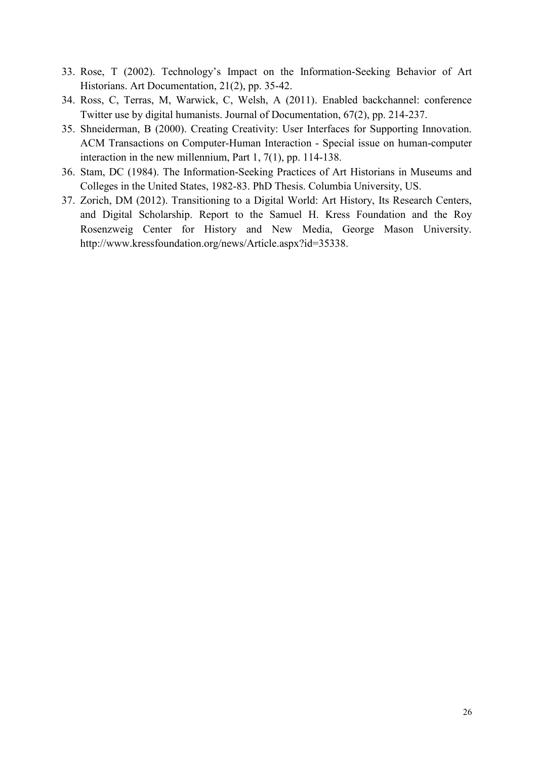33. Rose, T (2002). Technology's Impact on the Information-Seeking Behavior of Art Historians. Art Documentation, 21(2), pp. 35-42.
34. Ross, C, Terras, M, Warwick, C, Welsh, A (2011). Enabled backchannel: conference Twitter use by digital humanists. Journal of Documentation, 67(2), pp. 214-237.
35. Shneiderman, B (2000). Creating Creativity: User Interfaces for Supporting Innovation. ACM Transactions on Computer-Human Interaction - Special issue on human-computer interaction in the new millennium, Part 1, 7(1), pp. 114-138.
36. Stam, DC (1984). The Information-Seeking Practices of Art Historians in Museums and Colleges in the United States, 1982-83. PhD Thesis. Columbia University, US.
37. Zorich, DM (2012). Transitioning to a Digital World: Art History, Its Research Centers, and Digital Scholarship. Report to the Samuel H. Kress Foundation and the Roy Rosenzweig Center for History and New Media, George Mason University. http://www.kressfoundation.org/news/Article.aspx?id=35338.